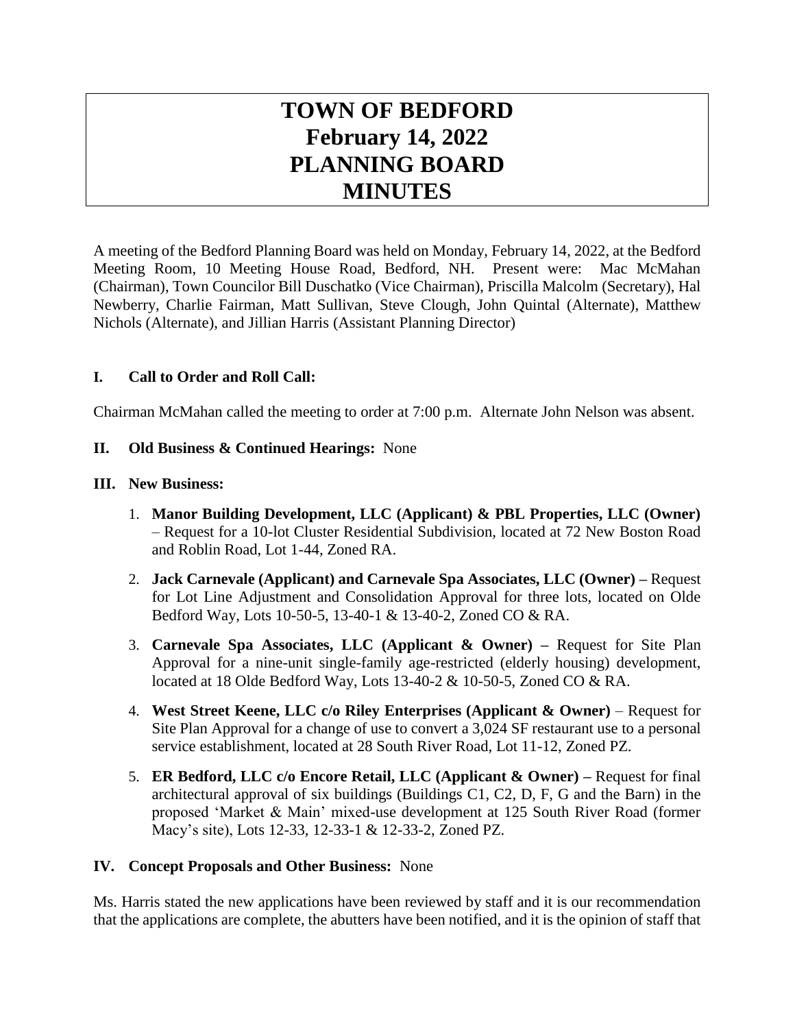# TOWN OF BEDFORD
# February 14, 2022
# PLANNING BOARD
# MINUTES

A meeting of the Bedford Planning Board was held on Monday, February 14, 2022, at the Bedford Meeting Room, 10 Meeting House Road, Bedford, NH. Present were: Mac McMahan (Chairman), Town Councilor Bill Duschatko (Vice Chairman), Priscilla Malcolm (Secretary), Hal Newberry, Charlie Fairman, Matt Sullivan, Steve Clough, John Quintal (Alternate), Matthew Nichols (Alternate), and Jillian Harris (Assistant Planning Director)

## I. Call to Order and Roll Call:

Chairman McMahan called the meeting to order at 7:00 p.m. Alternate John Nelson was absent.

## II. Old Business & Continued Hearings: None

## III. New Business:

1. **Manor Building Development, LLC (Applicant) & PBL Properties, LLC (Owner)** – Request for a 10-lot Cluster Residential Subdivision, located at 72 New Boston Road and Roblin Road, Lot 1-44, Zoned RA.
2. **Jack Carnevale (Applicant) and Carnevale Spa Associates, LLC (Owner) –** Request for Lot Line Adjustment and Consolidation Approval for three lots, located on Olde Bedford Way, Lots 10-50-5, 13-40-1 & 13-40-2, Zoned CO & RA.
3. **Carnevale Spa Associates, LLC (Applicant & Owner) –** Request for Site Plan Approval for a nine-unit single-family age-restricted (elderly housing) development, located at 18 Olde Bedford Way, Lots 13-40-2 & 10-50-5, Zoned CO & RA.
4. **West Street Keene, LLC c/o Riley Enterprises (Applicant & Owner)** – Request for Site Plan Approval for a change of use to convert a 3,024 SF restaurant use to a personal service establishment, located at 28 South River Road, Lot 11-12, Zoned PZ.
5. **ER Bedford, LLC c/o Encore Retail, LLC (Applicant & Owner) –** Request for final architectural approval of six buildings (Buildings C1, C2, D, F, G and the Barn) in the proposed 'Market & Main' mixed-use development at 125 South River Road (former Macy's site), Lots 12-33, 12-33-1 & 12-33-2, Zoned PZ.

## IV. Concept Proposals and Other Business: None

Ms. Harris stated the new applications have been reviewed by staff and it is our recommendation that the applications are complete, the abutters have been notified, and it is the opinion of staff that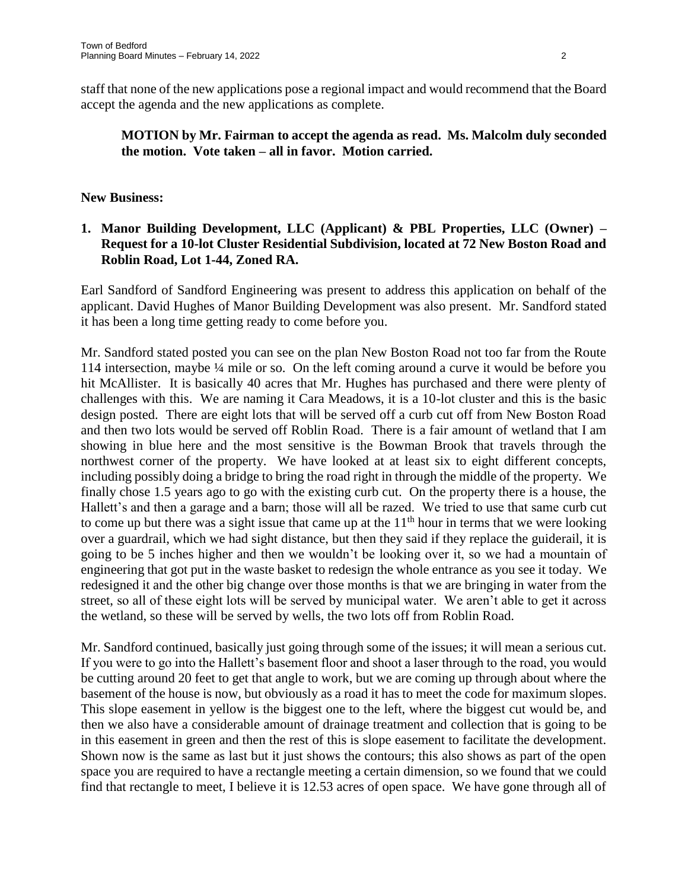staff that none of the new applications pose a regional impact and would recommend that the Board accept the agenda and the new applications as complete.

> **MOTION by Mr. Fairman to accept the agenda as read. Ms. Malcolm duly seconded the motion. Vote taken – all in favor. Motion carried.**

**New Business:**

**1. Manor Building Development, LLC (Applicant) & PBL Properties, LLC (Owner) – Request for a 10-lot Cluster Residential Subdivision, located at 72 New Boston Road and Roblin Road, Lot 1-44, Zoned RA.**

Earl Sandford of Sandford Engineering was present to address this application on behalf of the applicant. David Hughes of Manor Building Development was also present. Mr. Sandford stated it has been a long time getting ready to come before you.

Mr. Sandford stated posted you can see on the plan New Boston Road not too far from the Route 114 intersection, maybe ¼ mile or so. On the left coming around a curve it would be before you hit McAllister. It is basically 40 acres that Mr. Hughes has purchased and there were plenty of challenges with this. We are naming it Cara Meadows, it is a 10-lot cluster and this is the basic design posted. There are eight lots that will be served off a curb cut off from New Boston Road and then two lots would be served off Roblin Road. There is a fair amount of wetland that I am showing in blue here and the most sensitive is the Bowman Brook that travels through the northwest corner of the property. We have looked at at least six to eight different concepts, including possibly doing a bridge to bring the road right in through the middle of the property. We finally chose 1.5 years ago to go with the existing curb cut. On the property there is a house, the Hallett's and then a garage and a barn; those will all be razed. We tried to use that same curb cut to come up but there was a sight issue that came up at the 11th hour in terms that we were looking over a guardrail, which we had sight distance, but then they said if they replace the guiderail, it is going to be 5 inches higher and then we wouldn't be looking over it, so we had a mountain of engineering that got put in the waste basket to redesign the whole entrance as you see it today. We redesigned it and the other big change over those months is that we are bringing in water from the street, so all of these eight lots will be served by municipal water. We aren't able to get it across the wetland, so these will be served by wells, the two lots off from Roblin Road.

Mr. Sandford continued, basically just going through some of the issues; it will mean a serious cut. If you were to go into the Hallett's basement floor and shoot a laser through to the road, you would be cutting around 20 feet to get that angle to work, but we are coming up through about where the basement of the house is now, but obviously as a road it has to meet the code for maximum slopes. This slope easement in yellow is the biggest one to the left, where the biggest cut would be, and then we also have a considerable amount of drainage treatment and collection that is going to be in this easement in green and then the rest of this is slope easement to facilitate the development. Shown now is the same as last but it just shows the contours; this also shows as part of the open space you are required to have a rectangle meeting a certain dimension, so we found that we could find that rectangle to meet, I believe it is 12.53 acres of open space. We have gone through all of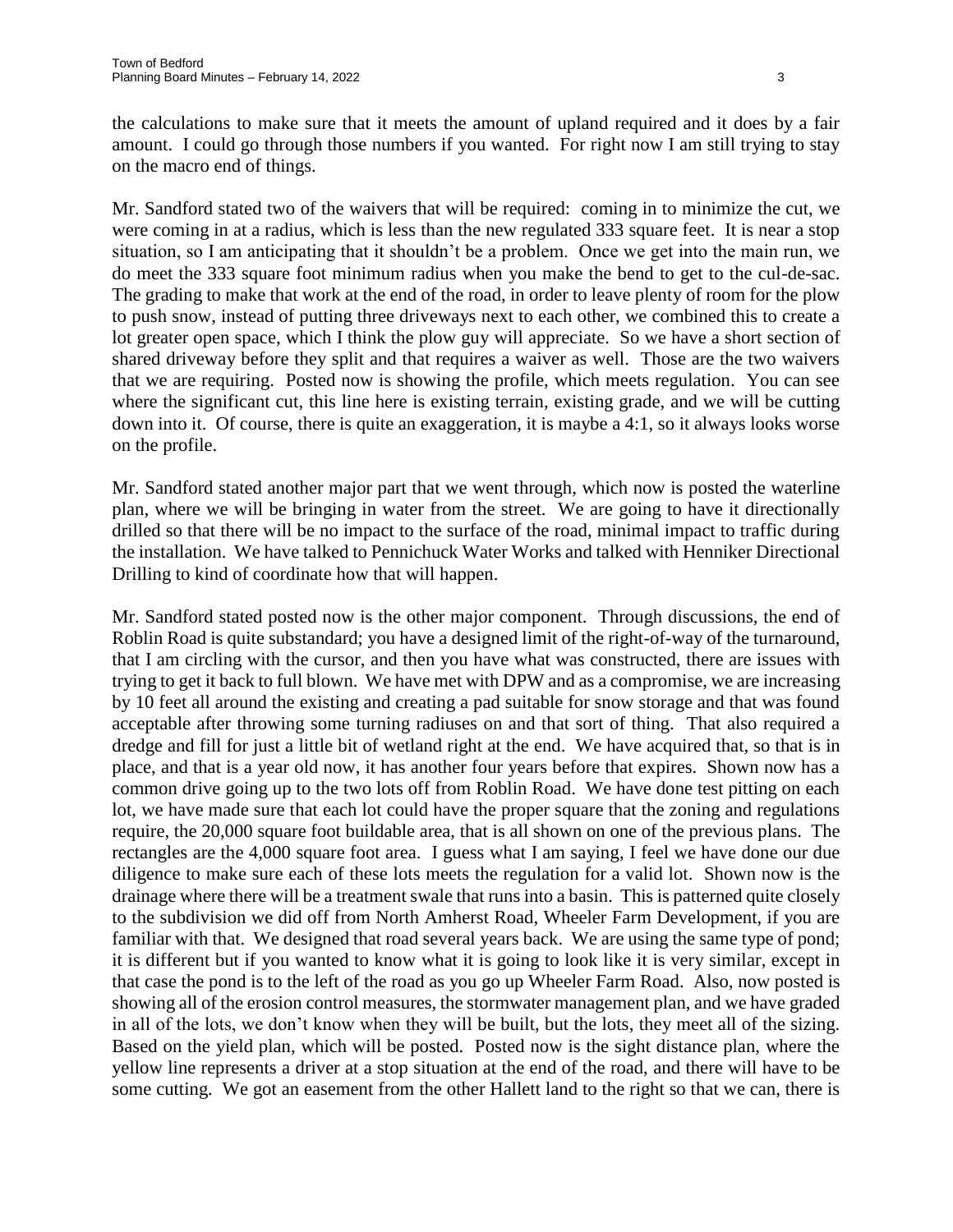the calculations to make sure that it meets the amount of upland required and it does by a fair amount. I could go through those numbers if you wanted. For right now I am still trying to stay on the macro end of things.

Mr. Sandford stated two of the waivers that will be required: coming in to minimize the cut, we were coming in at a radius, which is less than the new regulated 333 square feet. It is near a stop situation, so I am anticipating that it shouldn't be a problem. Once we get into the main run, we do meet the 333 square foot minimum radius when you make the bend to get to the cul-de-sac. The grading to make that work at the end of the road, in order to leave plenty of room for the plow to push snow, instead of putting three driveways next to each other, we combined this to create a lot greater open space, which I think the plow guy will appreciate. So we have a short section of shared driveway before they split and that requires a waiver as well. Those are the two waivers that we are requiring. Posted now is showing the profile, which meets regulation. You can see where the significant cut, this line here is existing terrain, existing grade, and we will be cutting down into it. Of course, there is quite an exaggeration, it is maybe a 4:1, so it always looks worse on the profile.

Mr. Sandford stated another major part that we went through, which now is posted the waterline plan, where we will be bringing in water from the street. We are going to have it directionally drilled so that there will be no impact to the surface of the road, minimal impact to traffic during the installation. We have talked to Pennichuck Water Works and talked with Henniker Directional Drilling to kind of coordinate how that will happen.

Mr. Sandford stated posted now is the other major component. Through discussions, the end of Roblin Road is quite substandard; you have a designed limit of the right-of-way of the turnaround, that I am circling with the cursor, and then you have what was constructed, there are issues with trying to get it back to full blown. We have met with DPW and as a compromise, we are increasing by 10 feet all around the existing and creating a pad suitable for snow storage and that was found acceptable after throwing some turning radiuses on and that sort of thing. That also required a dredge and fill for just a little bit of wetland right at the end. We have acquired that, so that is in place, and that is a year old now, it has another four years before that expires. Shown now has a common drive going up to the two lots off from Roblin Road. We have done test pitting on each lot, we have made sure that each lot could have the proper square that the zoning and regulations require, the 20,000 square foot buildable area, that is all shown on one of the previous plans. The rectangles are the 4,000 square foot area. I guess what I am saying, I feel we have done our due diligence to make sure each of these lots meets the regulation for a valid lot. Shown now is the drainage where there will be a treatment swale that runs into a basin. This is patterned quite closely to the subdivision we did off from North Amherst Road, Wheeler Farm Development, if you are familiar with that. We designed that road several years back. We are using the same type of pond; it is different but if you wanted to know what it is going to look like it is very similar, except in that case the pond is to the left of the road as you go up Wheeler Farm Road. Also, now posted is showing all of the erosion control measures, the stormwater management plan, and we have graded in all of the lots, we don't know when they will be built, but the lots, they meet all of the sizing. Based on the yield plan, which will be posted. Posted now is the sight distance plan, where the yellow line represents a driver at a stop situation at the end of the road, and there will have to be some cutting. We got an easement from the other Hallett land to the right so that we can, there is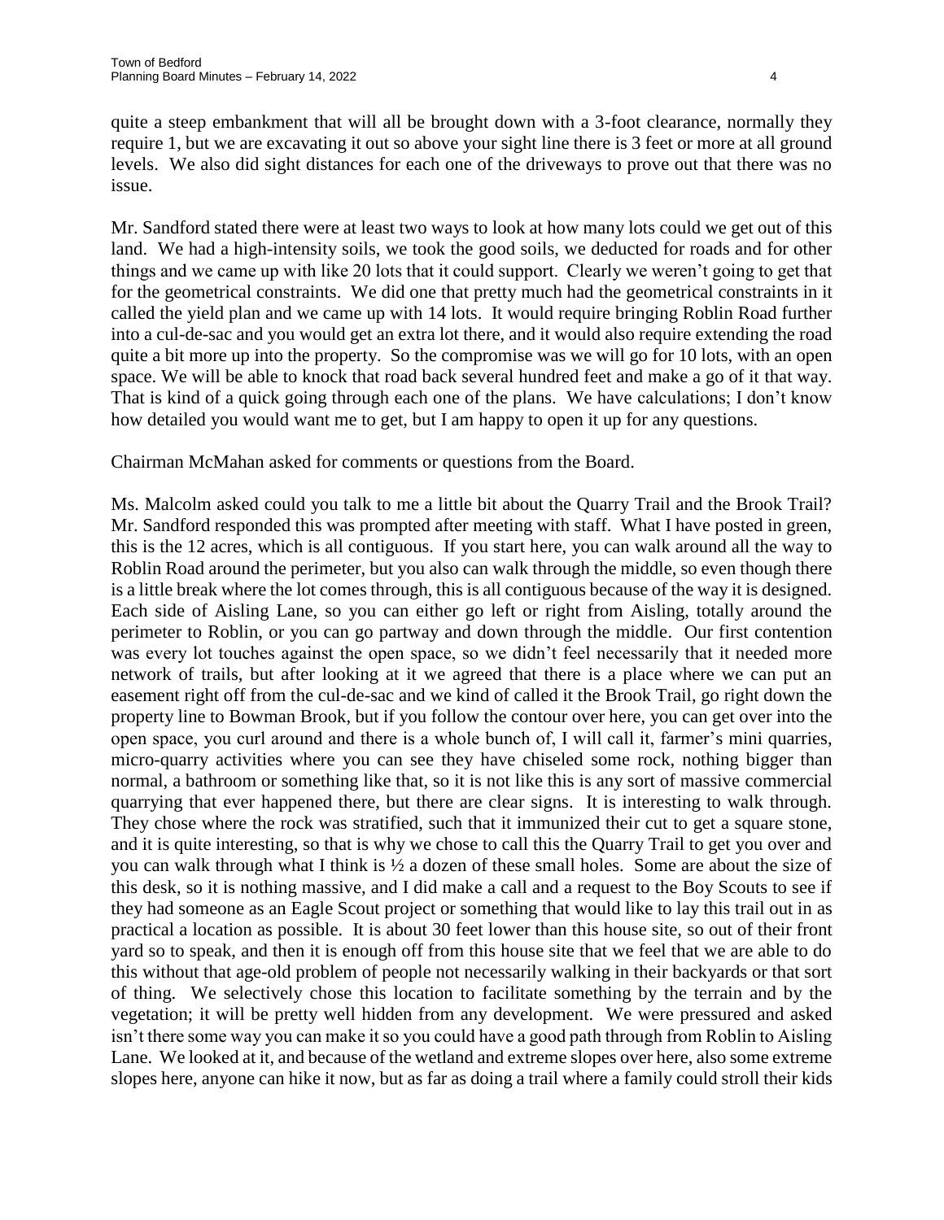quite a steep embankment that will all be brought down with a 3-foot clearance, normally they require 1, but we are excavating it out so above your sight line there is 3 feet or more at all ground levels. We also did sight distances for each one of the driveways to prove out that there was no issue.

Mr. Sandford stated there were at least two ways to look at how many lots could we get out of this land. We had a high-intensity soils, we took the good soils, we deducted for roads and for other things and we came up with like 20 lots that it could support. Clearly we weren't going to get that for the geometrical constraints. We did one that pretty much had the geometrical constraints in it called the yield plan and we came up with 14 lots. It would require bringing Roblin Road further into a cul-de-sac and you would get an extra lot there, and it would also require extending the road quite a bit more up into the property. So the compromise was we will go for 10 lots, with an open space. We will be able to knock that road back several hundred feet and make a go of it that way. That is kind of a quick going through each one of the plans. We have calculations; I don't know how detailed you would want me to get, but I am happy to open it up for any questions.

Chairman McMahan asked for comments or questions from the Board.

Ms. Malcolm asked could you talk to me a little bit about the Quarry Trail and the Brook Trail? Mr. Sandford responded this was prompted after meeting with staff. What I have posted in green, this is the 12 acres, which is all contiguous. If you start here, you can walk around all the way to Roblin Road around the perimeter, but you also can walk through the middle, so even though there is a little break where the lot comes through, this is all contiguous because of the way it is designed. Each side of Aisling Lane, so you can either go left or right from Aisling, totally around the perimeter to Roblin, or you can go partway and down through the middle. Our first contention was every lot touches against the open space, so we didn't feel necessarily that it needed more network of trails, but after looking at it we agreed that there is a place where we can put an easement right off from the cul-de-sac and we kind of called it the Brook Trail, go right down the property line to Bowman Brook, but if you follow the contour over here, you can get over into the open space, you curl around and there is a whole bunch of, I will call it, farmer's mini quarries, micro-quarry activities where you can see they have chiseled some rock, nothing bigger than normal, a bathroom or something like that, so it is not like this is any sort of massive commercial quarrying that ever happened there, but there are clear signs. It is interesting to walk through. They chose where the rock was stratified, such that it immunized their cut to get a square stone, and it is quite interesting, so that is why we chose to call this the Quarry Trail to get you over and you can walk through what I think is ½ a dozen of these small holes. Some are about the size of this desk, so it is nothing massive, and I did make a call and a request to the Boy Scouts to see if they had someone as an Eagle Scout project or something that would like to lay this trail out in as practical a location as possible. It is about 30 feet lower than this house site, so out of their front yard so to speak, and then it is enough off from this house site that we feel that we are able to do this without that age-old problem of people not necessarily walking in their backyards or that sort of thing. We selectively chose this location to facilitate something by the terrain and by the vegetation; it will be pretty well hidden from any development. We were pressured and asked isn't there some way you can make it so you could have a good path through from Roblin to Aisling Lane. We looked at it, and because of the wetland and extreme slopes over here, also some extreme slopes here, anyone can hike it now, but as far as doing a trail where a family could stroll their kids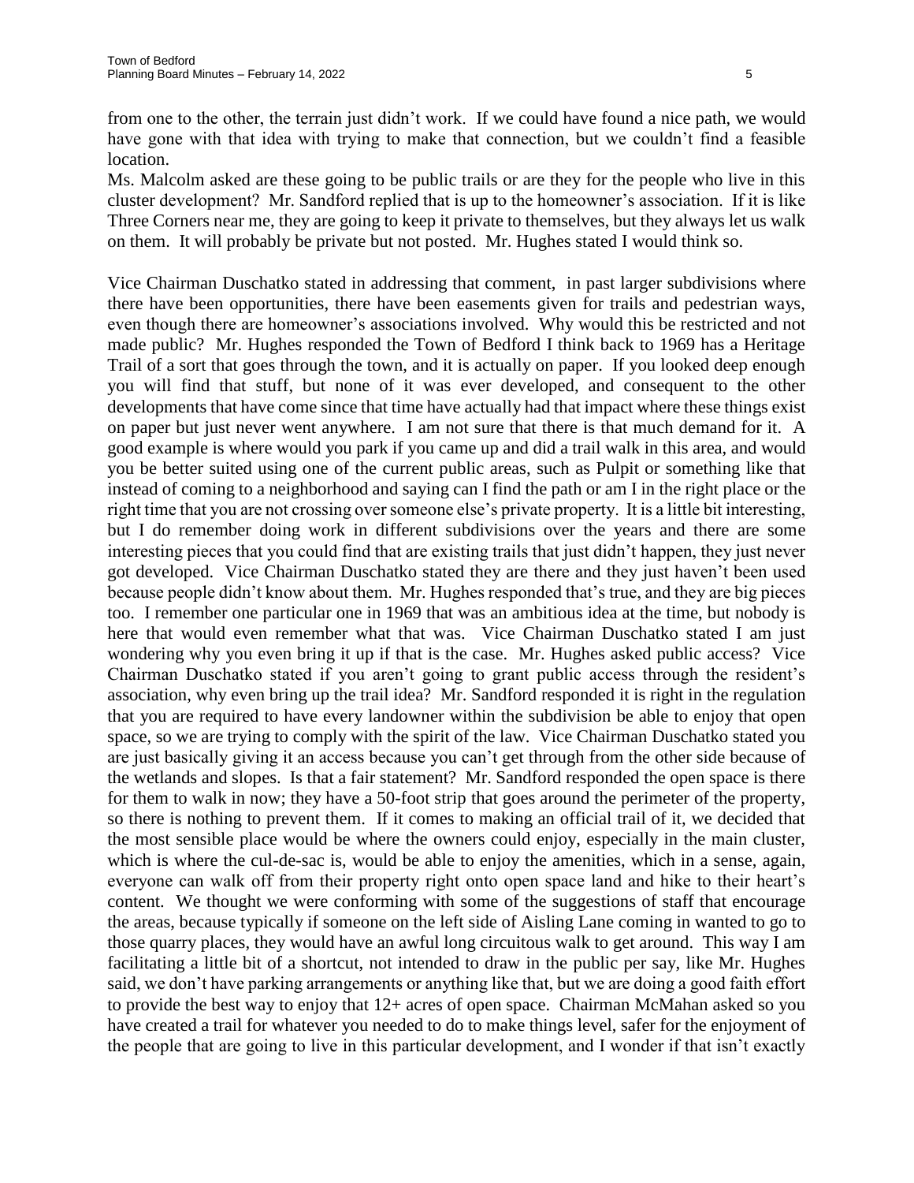from one to the other, the terrain just didn't work. If we could have found a nice path, we would have gone with that idea with trying to make that connection, but we couldn't find a feasible location.

Ms. Malcolm asked are these going to be public trails or are they for the people who live in this cluster development? Mr. Sandford replied that is up to the homeowner's association. If it is like Three Corners near me, they are going to keep it private to themselves, but they always let us walk on them. It will probably be private but not posted. Mr. Hughes stated I would think so.

Vice Chairman Duschatko stated in addressing that comment, in past larger subdivisions where there have been opportunities, there have been easements given for trails and pedestrian ways, even though there are homeowner's associations involved. Why would this be restricted and not made public? Mr. Hughes responded the Town of Bedford I think back to 1969 has a Heritage Trail of a sort that goes through the town, and it is actually on paper. If you looked deep enough you will find that stuff, but none of it was ever developed, and consequent to the other developments that have come since that time have actually had that impact where these things exist on paper but just never went anywhere. I am not sure that there is that much demand for it. A good example is where would you park if you came up and did a trail walk in this area, and would you be better suited using one of the current public areas, such as Pulpit or something like that instead of coming to a neighborhood and saying can I find the path or am I in the right place or the right time that you are not crossing over someone else's private property. It is a little bit interesting, but I do remember doing work in different subdivisions over the years and there are some interesting pieces that you could find that are existing trails that just didn't happen, they just never got developed. Vice Chairman Duschatko stated they are there and they just haven't been used because people didn't know about them. Mr. Hughes responded that's true, and they are big pieces too. I remember one particular one in 1969 that was an ambitious idea at the time, but nobody is here that would even remember what that was. Vice Chairman Duschatko stated I am just wondering why you even bring it up if that is the case. Mr. Hughes asked public access? Vice Chairman Duschatko stated if you aren't going to grant public access through the resident's association, why even bring up the trail idea? Mr. Sandford responded it is right in the regulation that you are required to have every landowner within the subdivision be able to enjoy that open space, so we are trying to comply with the spirit of the law. Vice Chairman Duschatko stated you are just basically giving it an access because you can't get through from the other side because of the wetlands and slopes. Is that a fair statement? Mr. Sandford responded the open space is there for them to walk in now; they have a 50-foot strip that goes around the perimeter of the property, so there is nothing to prevent them. If it comes to making an official trail of it, we decided that the most sensible place would be where the owners could enjoy, especially in the main cluster, which is where the cul-de-sac is, would be able to enjoy the amenities, which in a sense, again, everyone can walk off from their property right onto open space land and hike to their heart's content. We thought we were conforming with some of the suggestions of staff that encourage the areas, because typically if someone on the left side of Aisling Lane coming in wanted to go to those quarry places, they would have an awful long circuitous walk to get around. This way I am facilitating a little bit of a shortcut, not intended to draw in the public per say, like Mr. Hughes said, we don't have parking arrangements or anything like that, but we are doing a good faith effort to provide the best way to enjoy that 12+ acres of open space. Chairman McMahan asked so you have created a trail for whatever you needed to do to make things level, safer for the enjoyment of the people that are going to live in this particular development, and I wonder if that isn't exactly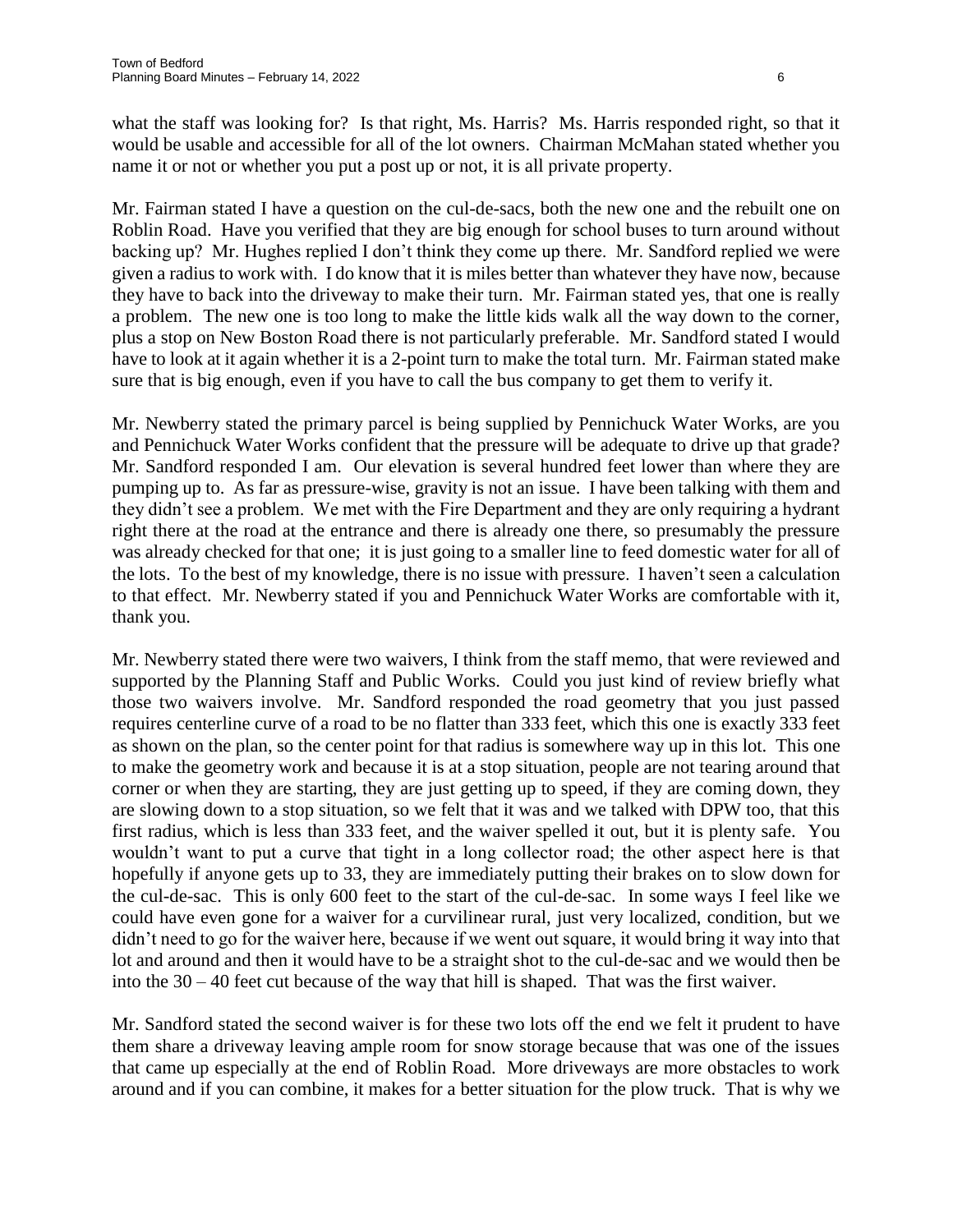what the staff was looking for? Is that right, Ms. Harris? Ms. Harris responded right, so that it would be usable and accessible for all of the lot owners. Chairman McMahan stated whether you name it or not or whether you put a post up or not, it is all private property.

Mr. Fairman stated I have a question on the cul-de-sacs, both the new one and the rebuilt one on Roblin Road. Have you verified that they are big enough for school buses to turn around without backing up? Mr. Hughes replied I don't think they come up there. Mr. Sandford replied we were given a radius to work with. I do know that it is miles better than whatever they have now, because they have to back into the driveway to make their turn. Mr. Fairman stated yes, that one is really a problem. The new one is too long to make the little kids walk all the way down to the corner, plus a stop on New Boston Road there is not particularly preferable. Mr. Sandford stated I would have to look at it again whether it is a 2-point turn to make the total turn. Mr. Fairman stated make sure that is big enough, even if you have to call the bus company to get them to verify it.

Mr. Newberry stated the primary parcel is being supplied by Pennichuck Water Works, are you and Pennichuck Water Works confident that the pressure will be adequate to drive up that grade? Mr. Sandford responded I am. Our elevation is several hundred feet lower than where they are pumping up to. As far as pressure-wise, gravity is not an issue. I have been talking with them and they didn't see a problem. We met with the Fire Department and they are only requiring a hydrant right there at the road at the entrance and there is already one there, so presumably the pressure was already checked for that one; it is just going to a smaller line to feed domestic water for all of the lots. To the best of my knowledge, there is no issue with pressure. I haven't seen a calculation to that effect. Mr. Newberry stated if you and Pennichuck Water Works are comfortable with it, thank you.

Mr. Newberry stated there were two waivers, I think from the staff memo, that were reviewed and supported by the Planning Staff and Public Works. Could you just kind of review briefly what those two waivers involve. Mr. Sandford responded the road geometry that you just passed requires centerline curve of a road to be no flatter than 333 feet, which this one is exactly 333 feet as shown on the plan, so the center point for that radius is somewhere way up in this lot. This one to make the geometry work and because it is at a stop situation, people are not tearing around that corner or when they are starting, they are just getting up to speed, if they are coming down, they are slowing down to a stop situation, so we felt that it was and we talked with DPW too, that this first radius, which is less than 333 feet, and the waiver spelled it out, but it is plenty safe. You wouldn't want to put a curve that tight in a long collector road; the other aspect here is that hopefully if anyone gets up to 33, they are immediately putting their brakes on to slow down for the cul-de-sac. This is only 600 feet to the start of the cul-de-sac. In some ways I feel like we could have even gone for a waiver for a curvilinear rural, just very localized, condition, but we didn't need to go for the waiver here, because if we went out square, it would bring it way into that lot and around and then it would have to be a straight shot to the cul-de-sac and we would then be into the 30 – 40 feet cut because of the way that hill is shaped. That was the first waiver.

Mr. Sandford stated the second waiver is for these two lots off the end we felt it prudent to have them share a driveway leaving ample room for snow storage because that was one of the issues that came up especially at the end of Roblin Road. More driveways are more obstacles to work around and if you can combine, it makes for a better situation for the plow truck. That is why we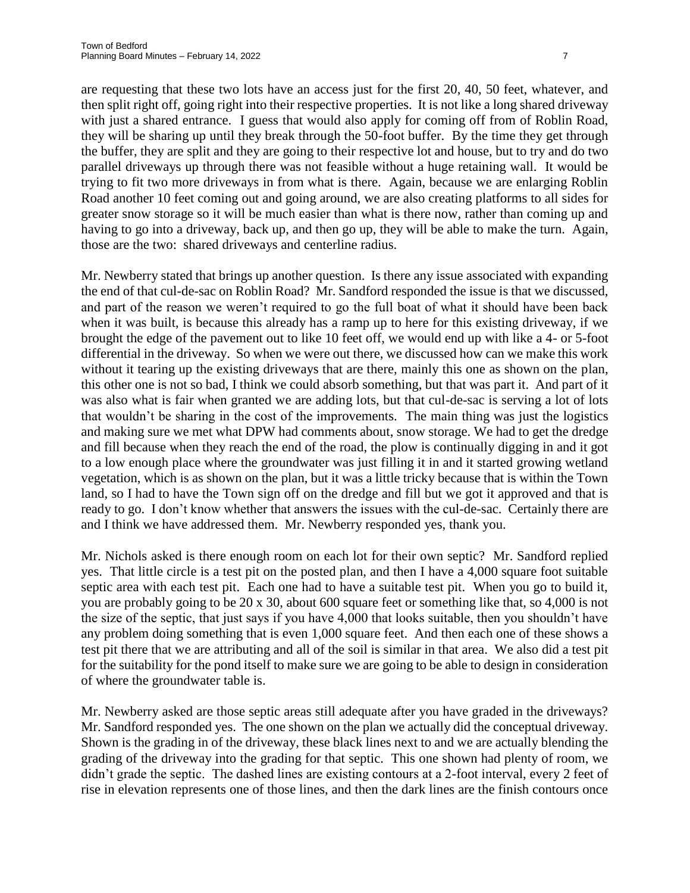are requesting that these two lots have an access just for the first 20, 40, 50 feet, whatever, and then split right off, going right into their respective properties. It is not like a long shared driveway with just a shared entrance. I guess that would also apply for coming off from of Roblin Road, they will be sharing up until they break through the 50-foot buffer. By the time they get through the buffer, they are split and they are going to their respective lot and house, but to try and do two parallel driveways up through there was not feasible without a huge retaining wall. It would be trying to fit two more driveways in from what is there. Again, because we are enlarging Roblin Road another 10 feet coming out and going around, we are also creating platforms to all sides for greater snow storage so it will be much easier than what is there now, rather than coming up and having to go into a driveway, back up, and then go up, they will be able to make the turn. Again, those are the two: shared driveways and centerline radius.

Mr. Newberry stated that brings up another question. Is there any issue associated with expanding the end of that cul-de-sac on Roblin Road? Mr. Sandford responded the issue is that we discussed, and part of the reason we weren't required to go the full boat of what it should have been back when it was built, is because this already has a ramp up to here for this existing driveway, if we brought the edge of the pavement out to like 10 feet off, we would end up with like a 4- or 5-foot differential in the driveway. So when we were out there, we discussed how can we make this work without it tearing up the existing driveways that are there, mainly this one as shown on the plan, this other one is not so bad, I think we could absorb something, but that was part it. And part of it was also what is fair when granted we are adding lots, but that cul-de-sac is serving a lot of lots that wouldn't be sharing in the cost of the improvements. The main thing was just the logistics and making sure we met what DPW had comments about, snow storage. We had to get the dredge and fill because when they reach the end of the road, the plow is continually digging in and it got to a low enough place where the groundwater was just filling it in and it started growing wetland vegetation, which is as shown on the plan, but it was a little tricky because that is within the Town land, so I had to have the Town sign off on the dredge and fill but we got it approved and that is ready to go. I don't know whether that answers the issues with the cul-de-sac. Certainly there are and I think we have addressed them. Mr. Newberry responded yes, thank you.

Mr. Nichols asked is there enough room on each lot for their own septic? Mr. Sandford replied yes. That little circle is a test pit on the posted plan, and then I have a 4,000 square foot suitable septic area with each test pit. Each one had to have a suitable test pit. When you go to build it, you are probably going to be 20 x 30, about 600 square feet or something like that, so 4,000 is not the size of the septic, that just says if you have 4,000 that looks suitable, then you shouldn't have any problem doing something that is even 1,000 square feet. And then each one of these shows a test pit there that we are attributing and all of the soil is similar in that area. We also did a test pit for the suitability for the pond itself to make sure we are going to be able to design in consideration of where the groundwater table is.

Mr. Newberry asked are those septic areas still adequate after you have graded in the driveways? Mr. Sandford responded yes. The one shown on the plan we actually did the conceptual driveway. Shown is the grading in of the driveway, these black lines next to and we are actually blending the grading of the driveway into the grading for that septic. This one shown had plenty of room, we didn't grade the septic. The dashed lines are existing contours at a 2-foot interval, every 2 feet of rise in elevation represents one of those lines, and then the dark lines are the finish contours once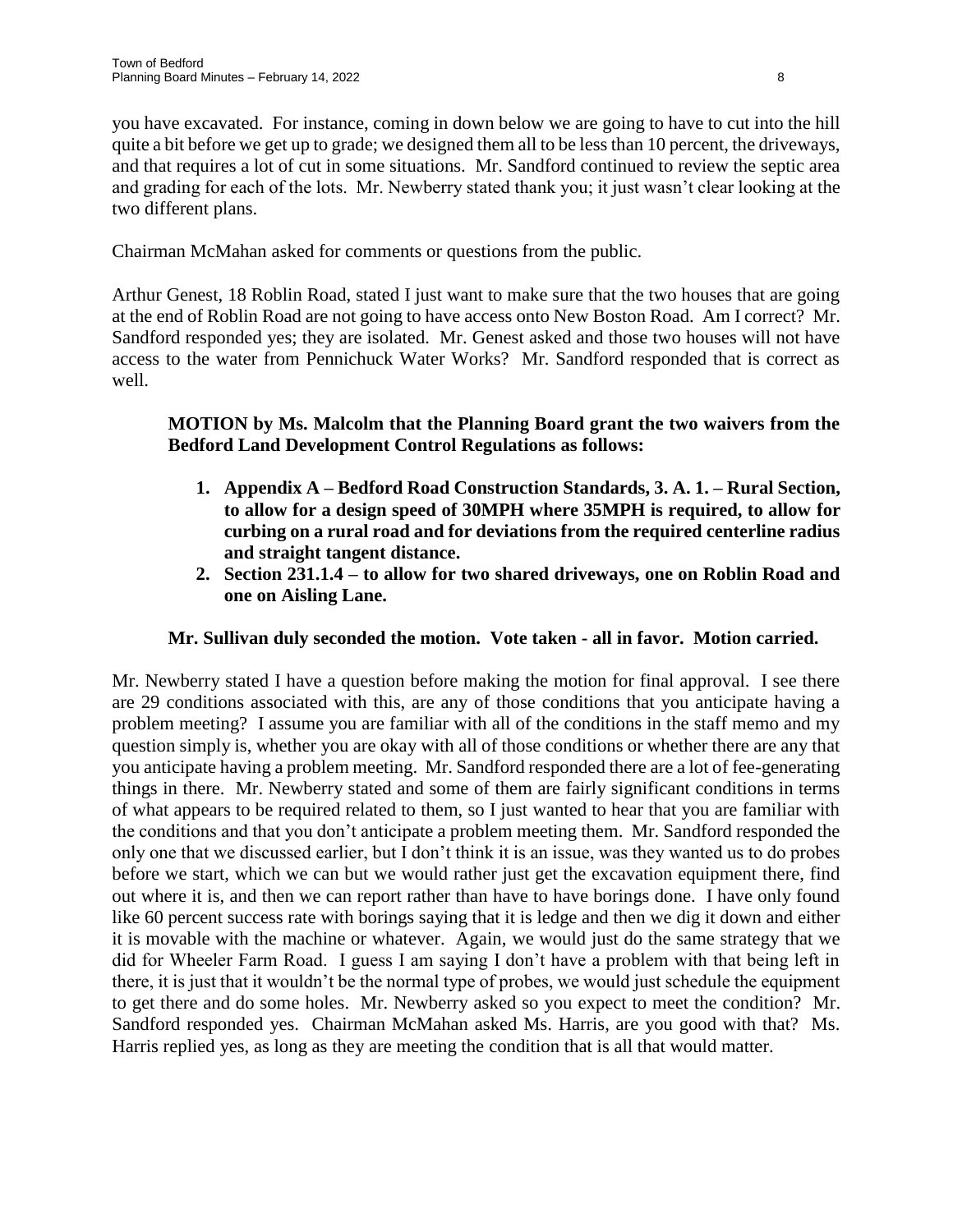you have excavated. For instance, coming in down below we are going to have to cut into the hill quite a bit before we get up to grade; we designed them all to be less than 10 percent, the driveways, and that requires a lot of cut in some situations. Mr. Sandford continued to review the septic area and grading for each of the lots. Mr. Newberry stated thank you; it just wasn't clear looking at the two different plans.

Chairman McMahan asked for comments or questions from the public.

Arthur Genest, 18 Roblin Road, stated I just want to make sure that the two houses that are going at the end of Roblin Road are not going to have access onto New Boston Road. Am I correct? Mr. Sandford responded yes; they are isolated. Mr. Genest asked and those two houses will not have access to the water from Pennichuck Water Works? Mr. Sandford responded that is correct as well.

> **MOTION by Ms. Malcolm that the Planning Board grant the two waivers from the Bedford Land Development Control Regulations as follows:**
>
> 1. **Appendix A – Bedford Road Construction Standards, 3. A. 1. – Rural Section, to allow for a design speed of 30MPH where 35MPH is required, to allow for curbing on a rural road and for deviations from the required centerline radius and straight tangent distance.**
> 2. **Section 231.1.4 – to allow for two shared driveways, one on Roblin Road and one on Aisling Lane.**
>
> **Mr. Sullivan duly seconded the motion. Vote taken - all in favor. Motion carried.**

Mr. Newberry stated I have a question before making the motion for final approval. I see there are 29 conditions associated with this, are any of those conditions that you anticipate having a problem meeting? I assume you are familiar with all of the conditions in the staff memo and my question simply is, whether you are okay with all of those conditions or whether there are any that you anticipate having a problem meeting. Mr. Sandford responded there are a lot of fee-generating things in there. Mr. Newberry stated and some of them are fairly significant conditions in terms of what appears to be required related to them, so I just wanted to hear that you are familiar with the conditions and that you don't anticipate a problem meeting them. Mr. Sandford responded the only one that we discussed earlier, but I don't think it is an issue, was they wanted us to do probes before we start, which we can but we would rather just get the excavation equipment there, find out where it is, and then we can report rather than have to have borings done. I have only found like 60 percent success rate with borings saying that it is ledge and then we dig it down and either it is movable with the machine or whatever. Again, we would just do the same strategy that we did for Wheeler Farm Road. I guess I am saying I don't have a problem with that being left in there, it is just that it wouldn't be the normal type of probes, we would just schedule the equipment to get there and do some holes. Mr. Newberry asked so you expect to meet the condition? Mr. Sandford responded yes. Chairman McMahan asked Ms. Harris, are you good with that? Ms. Harris replied yes, as long as they are meeting the condition that is all that would matter.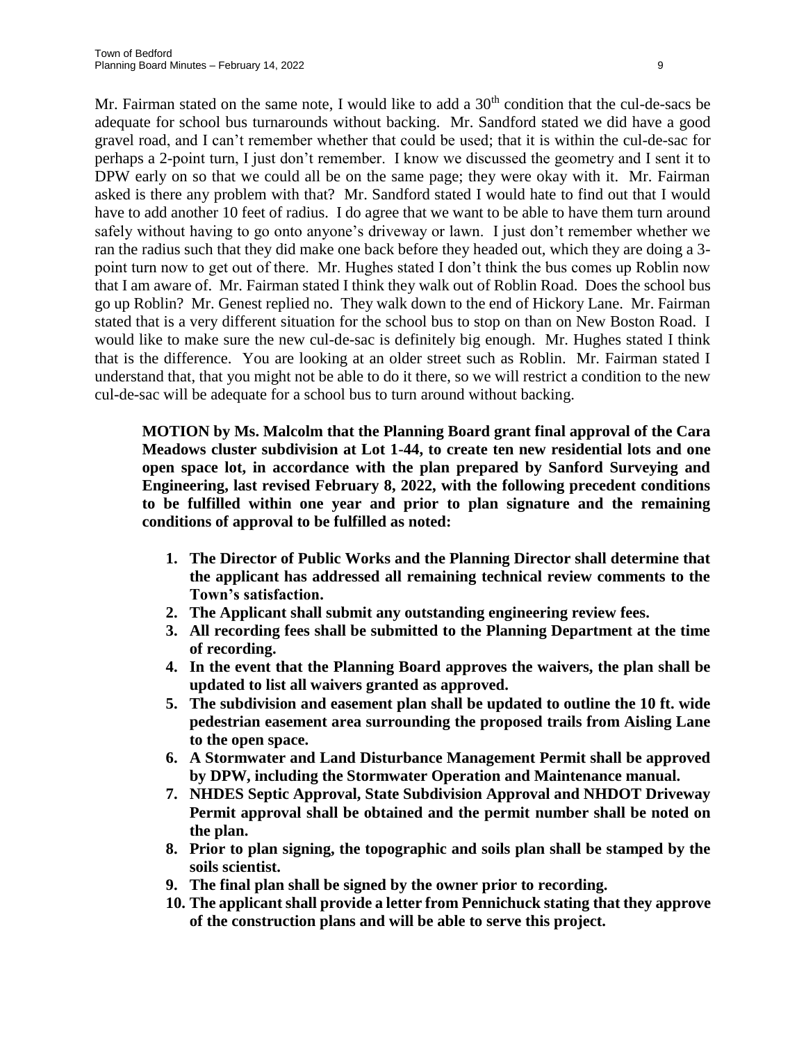Mr. Fairman stated on the same note, I would like to add a 30th condition that the cul-de-sacs be adequate for school bus turnarounds without backing. Mr. Sandford stated we did have a good gravel road, and I can't remember whether that could be used; that it is within the cul-de-sac for perhaps a 2-point turn, I just don't remember. I know we discussed the geometry and I sent it to DPW early on so that we could all be on the same page; they were okay with it. Mr. Fairman asked is there any problem with that? Mr. Sandford stated I would hate to find out that I would have to add another 10 feet of radius. I do agree that we want to be able to have them turn around safely without having to go onto anyone's driveway or lawn. I just don't remember whether we ran the radius such that they did make one back before they headed out, which they are doing a 3-point turn now to get out of there. Mr. Hughes stated I don't think the bus comes up Roblin now that I am aware of. Mr. Fairman stated I think they walk out of Roblin Road. Does the school bus go up Roblin? Mr. Genest replied no. They walk down to the end of Hickory Lane. Mr. Fairman stated that is a very different situation for the school bus to stop on than on New Boston Road. I would like to make sure the new cul-de-sac is definitely big enough. Mr. Hughes stated I think that is the difference. You are looking at an older street such as Roblin. Mr. Fairman stated I understand that, that you might not be able to do it there, so we will restrict a condition to the new cul-de-sac will be adequate for a school bus to turn around without backing.

**MOTION by Ms. Malcolm that the Planning Board grant final approval of the Cara Meadows cluster subdivision at Lot 1-44, to create ten new residential lots and one open space lot, in accordance with the plan prepared by Sanford Surveying and Engineering, last revised February 8, 2022, with the following precedent conditions to be fulfilled within one year and prior to plan signature and the remaining conditions of approval to be fulfilled as noted:**

1. **The Director of Public Works and the Planning Director shall determine that the applicant has addressed all remaining technical review comments to the Town's satisfaction.**
2. **The Applicant shall submit any outstanding engineering review fees.**
3. **All recording fees shall be submitted to the Planning Department at the time of recording.**
4. **In the event that the Planning Board approves the waivers, the plan shall be updated to list all waivers granted as approved.**
5. **The subdivision and easement plan shall be updated to outline the 10 ft. wide pedestrian easement area surrounding the proposed trails from Aisling Lane to the open space.**
6. **A Stormwater and Land Disturbance Management Permit shall be approved by DPW, including the Stormwater Operation and Maintenance manual.**
7. **NHDES Septic Approval, State Subdivision Approval and NHDOT Driveway Permit approval shall be obtained and the permit number shall be noted on the plan.**
8. **Prior to plan signing, the topographic and soils plan shall be stamped by the soils scientist.**
9. **The final plan shall be signed by the owner prior to recording.**
10. **The applicant shall provide a letter from Pennichuck stating that they approve of the construction plans and will be able to serve this project.**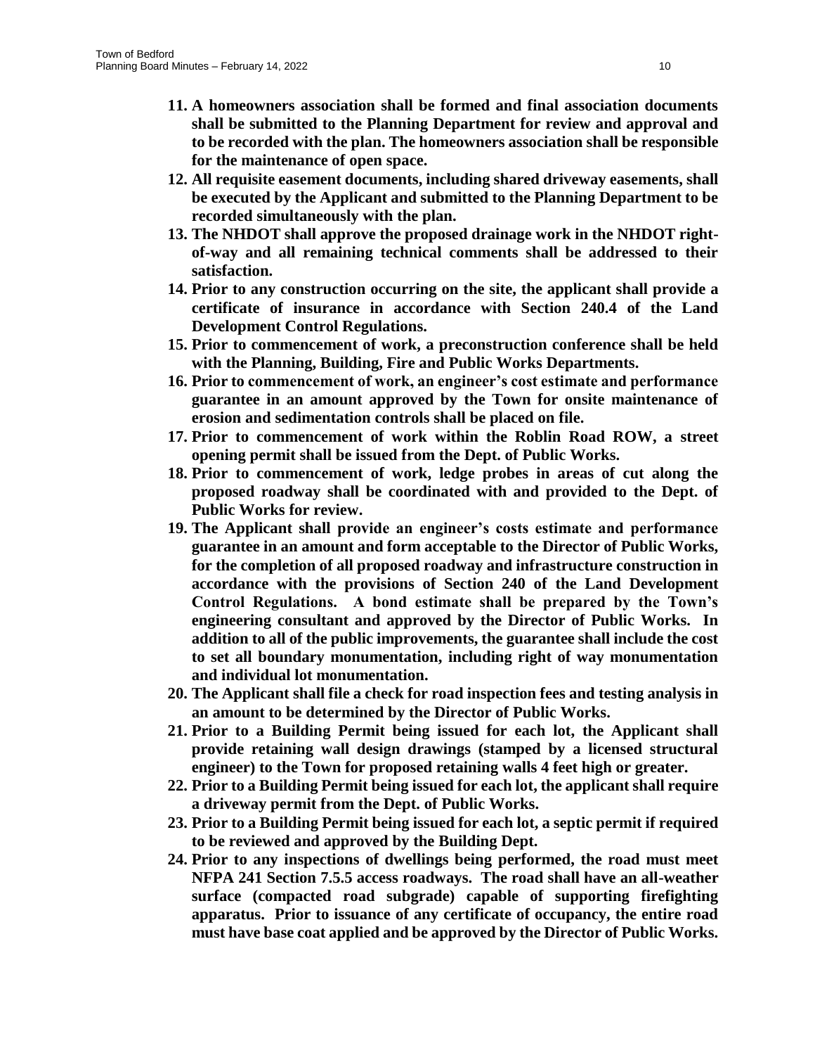11. **A homeowners association shall be formed and final association documents shall be submitted to the Planning Department for review and approval and to be recorded with the plan. The homeowners association shall be responsible for the maintenance of open space.**
12. **All requisite easement documents, including shared driveway easements, shall be executed by the Applicant and submitted to the Planning Department to be recorded simultaneously with the plan.**
13. **The NHDOT shall approve the proposed drainage work in the NHDOT right-of-way and all remaining technical comments shall be addressed to their satisfaction.**
14. **Prior to any construction occurring on the site, the applicant shall provide a certificate of insurance in accordance with Section 240.4 of the Land Development Control Regulations.**
15. **Prior to commencement of work, a preconstruction conference shall be held with the Planning, Building, Fire and Public Works Departments.**
16. **Prior to commencement of work, an engineer's cost estimate and performance guarantee in an amount approved by the Town for onsite maintenance of erosion and sedimentation controls shall be placed on file.**
17. **Prior to commencement of work within the Roblin Road ROW, a street opening permit shall be issued from the Dept. of Public Works.**
18. **Prior to commencement of work, ledge probes in areas of cut along the proposed roadway shall be coordinated with and provided to the Dept. of Public Works for review.**
19. **The Applicant shall provide an engineer's costs estimate and performance guarantee in an amount and form acceptable to the Director of Public Works, for the completion of all proposed roadway and infrastructure construction in accordance with the provisions of Section 240 of the Land Development Control Regulations. A bond estimate shall be prepared by the Town's engineering consultant and approved by the Director of Public Works. In addition to all of the public improvements, the guarantee shall include the cost to set all boundary monumentation, including right of way monumentation and individual lot monumentation.**
20. **The Applicant shall file a check for road inspection fees and testing analysis in an amount to be determined by the Director of Public Works.**
21. **Prior to a Building Permit being issued for each lot, the Applicant shall provide retaining wall design drawings (stamped by a licensed structural engineer) to the Town for proposed retaining walls 4 feet high or greater.**
22. **Prior to a Building Permit being issued for each lot, the applicant shall require a driveway permit from the Dept. of Public Works.**
23. **Prior to a Building Permit being issued for each lot, a septic permit if required to be reviewed and approved by the Building Dept.**
24. **Prior to any inspections of dwellings being performed, the road must meet NFPA 241 Section 7.5.5 access roadways. The road shall have an all-weather surface (compacted road subgrade) capable of supporting firefighting apparatus. Prior to issuance of any certificate of occupancy, the entire road must have base coat applied and be approved by the Director of Public Works.**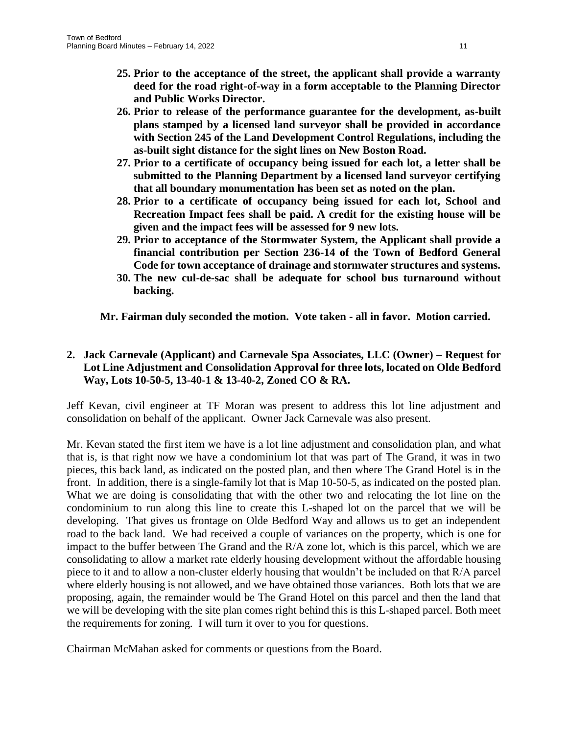25. **Prior to the acceptance of the street, the applicant shall provide a warranty deed for the road right-of-way in a form acceptable to the Planning Director and Public Works Director.**
26. **Prior to release of the performance guarantee for the development, as-built plans stamped by a licensed land surveyor shall be provided in accordance with Section 245 of the Land Development Control Regulations, including the as-built sight distance for the sight lines on New Boston Road.**
27. **Prior to a certificate of occupancy being issued for each lot, a letter shall be submitted to the Planning Department by a licensed land surveyor certifying that all boundary monumentation has been set as noted on the plan.**
28. **Prior to a certificate of occupancy being issued for each lot, School and Recreation Impact fees shall be paid. A credit for the existing house will be given and the impact fees will be assessed for 9 new lots.**
29. **Prior to acceptance of the Stormwater System, the Applicant shall provide a financial contribution per Section 236-14 of the Town of Bedford General Code for town acceptance of drainage and stormwater structures and systems.**
30. **The new cul-de-sac shall be adequate for school bus turnaround without backing.**

**Mr. Fairman duly seconded the motion. Vote taken - all in favor. Motion carried.**

**2. Jack Carnevale (Applicant) and Carnevale Spa Associates, LLC (Owner) – Request for Lot Line Adjustment and Consolidation Approval for three lots, located on Olde Bedford Way, Lots 10-50-5, 13-40-1 & 13-40-2, Zoned CO & RA.**

Jeff Kevan, civil engineer at TF Moran was present to address this lot line adjustment and consolidation on behalf of the applicant. Owner Jack Carnevale was also present.

Mr. Kevan stated the first item we have is a lot line adjustment and consolidation plan, and what that is, is that right now we have a condominium lot that was part of The Grand, it was in two pieces, this back land, as indicated on the posted plan, and then where The Grand Hotel is in the front. In addition, there is a single-family lot that is Map 10-50-5, as indicated on the posted plan. What we are doing is consolidating that with the other two and relocating the lot line on the condominium to run along this line to create this L-shaped lot on the parcel that we will be developing. That gives us frontage on Olde Bedford Way and allows us to get an independent road to the back land. We had received a couple of variances on the property, which is one for impact to the buffer between The Grand and the R/A zone lot, which is this parcel, which we are consolidating to allow a market rate elderly housing development without the affordable housing piece to it and to allow a non-cluster elderly housing that wouldn't be included on that R/A parcel where elderly housing is not allowed, and we have obtained those variances. Both lots that we are proposing, again, the remainder would be The Grand Hotel on this parcel and then the land that we will be developing with the site plan comes right behind this is this L-shaped parcel. Both meet the requirements for zoning. I will turn it over to you for questions.

Chairman McMahan asked for comments or questions from the Board.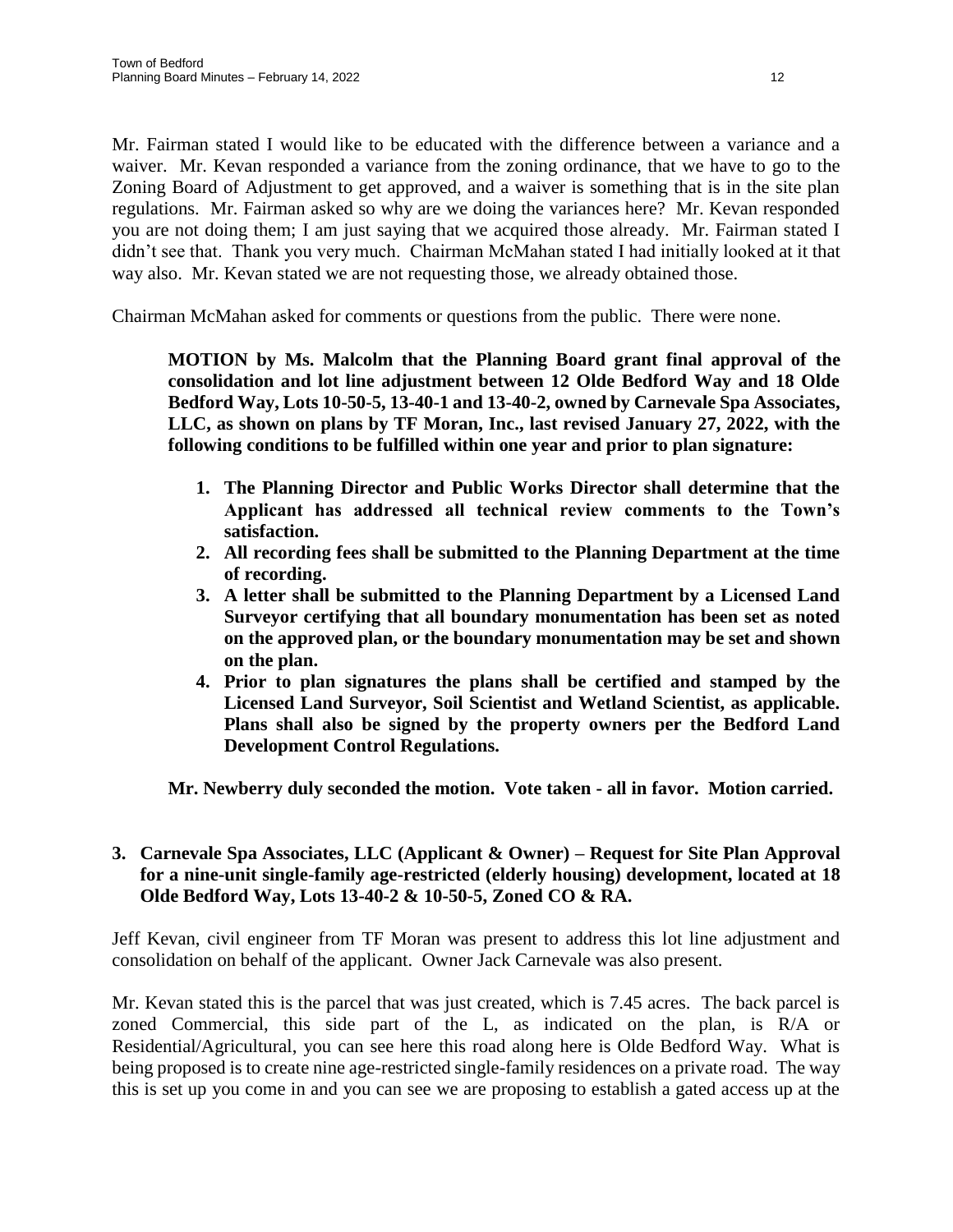Mr. Fairman stated I would like to be educated with the difference between a variance and a waiver. Mr. Kevan responded a variance from the zoning ordinance, that we have to go to the Zoning Board of Adjustment to get approved, and a waiver is something that is in the site plan regulations. Mr. Fairman asked so why are we doing the variances here? Mr. Kevan responded you are not doing them; I am just saying that we acquired those already. Mr. Fairman stated I didn't see that. Thank you very much. Chairman McMahan stated I had initially looked at it that way also. Mr. Kevan stated we are not requesting those, we already obtained those.

Chairman McMahan asked for comments or questions from the public. There were none.

> **MOTION by Ms. Malcolm that the Planning Board grant final approval of the consolidation and lot line adjustment between 12 Olde Bedford Way and 18 Olde Bedford Way, Lots 10-50-5, 13-40-1 and 13-40-2, owned by Carnevale Spa Associates, LLC, as shown on plans by TF Moran, Inc., last revised January 27, 2022, with the following conditions to be fulfilled within one year and prior to plan signature:**
>
> 1. **The Planning Director and Public Works Director shall determine that the Applicant has addressed all technical review comments to the Town's satisfaction.**
> 2. **All recording fees shall be submitted to the Planning Department at the time of recording.**
> 3. **A letter shall be submitted to the Planning Department by a Licensed Land Surveyor certifying that all boundary monumentation has been set as noted on the approved plan, or the boundary monumentation may be set and shown on the plan.**
> 4. **Prior to plan signatures the plans shall be certified and stamped by the Licensed Land Surveyor, Soil Scientist and Wetland Scientist, as applicable. Plans shall also be signed by the property owners per the Bedford Land Development Control Regulations.**
>
> **Mr. Newberry duly seconded the motion. Vote taken - all in favor. Motion carried.**

**3. Carnevale Spa Associates, LLC (Applicant & Owner) – Request for Site Plan Approval for a nine-unit single-family age-restricted (elderly housing) development, located at 18 Olde Bedford Way, Lots 13-40-2 & 10-50-5, Zoned CO & RA.**

Jeff Kevan, civil engineer from TF Moran was present to address this lot line adjustment and consolidation on behalf of the applicant. Owner Jack Carnevale was also present.

Mr. Kevan stated this is the parcel that was just created, which is 7.45 acres. The back parcel is zoned Commercial, this side part of the L, as indicated on the plan, is R/A or Residential/Agricultural, you can see here this road along here is Olde Bedford Way. What is being proposed is to create nine age-restricted single-family residences on a private road. The way this is set up you come in and you can see we are proposing to establish a gated access up at the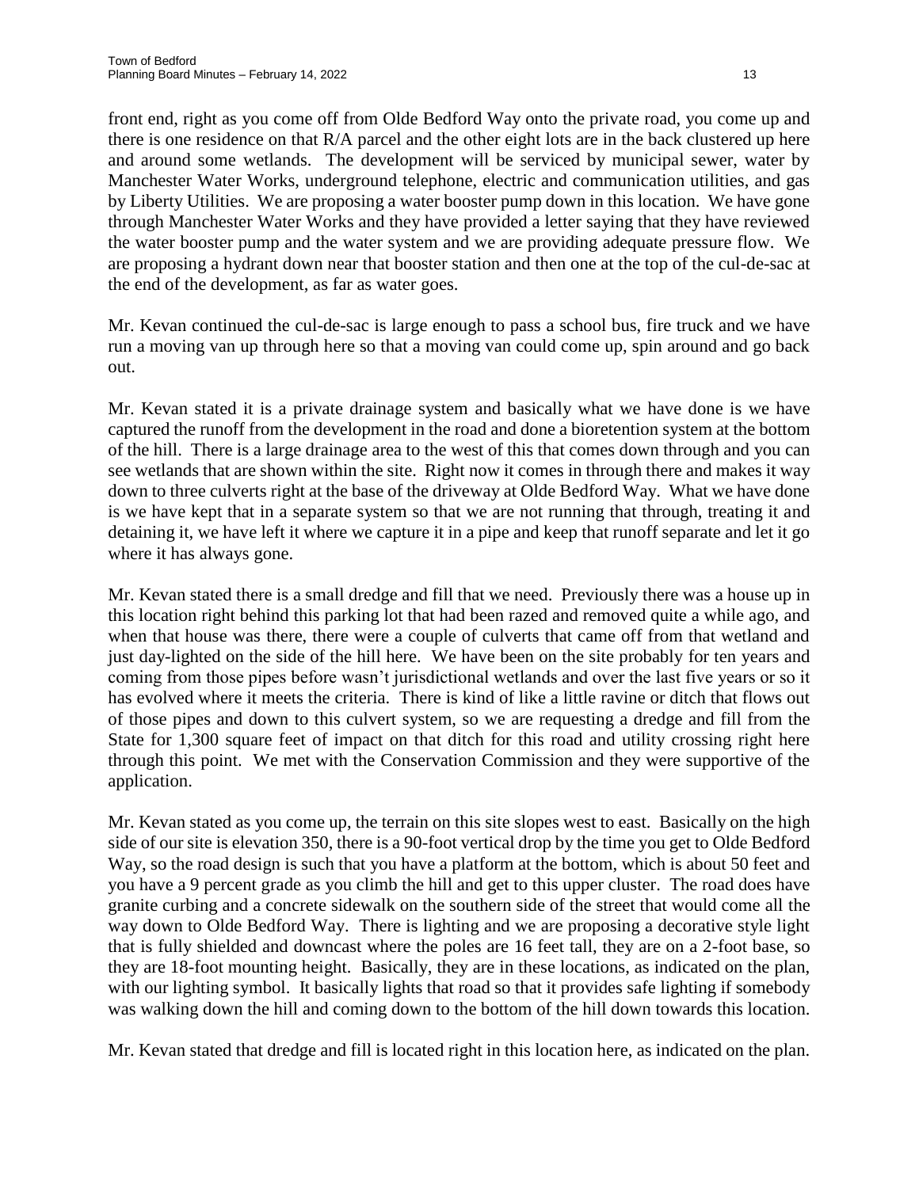front end, right as you come off from Olde Bedford Way onto the private road, you come up and there is one residence on that R/A parcel and the other eight lots are in the back clustered up here and around some wetlands. The development will be serviced by municipal sewer, water by Manchester Water Works, underground telephone, electric and communication utilities, and gas by Liberty Utilities. We are proposing a water booster pump down in this location. We have gone through Manchester Water Works and they have provided a letter saying that they have reviewed the water booster pump and the water system and we are providing adequate pressure flow. We are proposing a hydrant down near that booster station and then one at the top of the cul-de-sac at the end of the development, as far as water goes.

Mr. Kevan continued the cul-de-sac is large enough to pass a school bus, fire truck and we have run a moving van up through here so that a moving van could come up, spin around and go back out.

Mr. Kevan stated it is a private drainage system and basically what we have done is we have captured the runoff from the development in the road and done a bioretention system at the bottom of the hill. There is a large drainage area to the west of this that comes down through and you can see wetlands that are shown within the site. Right now it comes in through there and makes it way down to three culverts right at the base of the driveway at Olde Bedford Way. What we have done is we have kept that in a separate system so that we are not running that through, treating it and detaining it, we have left it where we capture it in a pipe and keep that runoff separate and let it go where it has always gone.

Mr. Kevan stated there is a small dredge and fill that we need. Previously there was a house up in this location right behind this parking lot that had been razed and removed quite a while ago, and when that house was there, there were a couple of culverts that came off from that wetland and just day-lighted on the side of the hill here. We have been on the site probably for ten years and coming from those pipes before wasn't jurisdictional wetlands and over the last five years or so it has evolved where it meets the criteria. There is kind of like a little ravine or ditch that flows out of those pipes and down to this culvert system, so we are requesting a dredge and fill from the State for 1,300 square feet of impact on that ditch for this road and utility crossing right here through this point. We met with the Conservation Commission and they were supportive of the application.

Mr. Kevan stated as you come up, the terrain on this site slopes west to east. Basically on the high side of our site is elevation 350, there is a 90-foot vertical drop by the time you get to Olde Bedford Way, so the road design is such that you have a platform at the bottom, which is about 50 feet and you have a 9 percent grade as you climb the hill and get to this upper cluster. The road does have granite curbing and a concrete sidewalk on the southern side of the street that would come all the way down to Olde Bedford Way. There is lighting and we are proposing a decorative style light that is fully shielded and downcast where the poles are 16 feet tall, they are on a 2-foot base, so they are 18-foot mounting height. Basically, they are in these locations, as indicated on the plan, with our lighting symbol. It basically lights that road so that it provides safe lighting if somebody was walking down the hill and coming down to the bottom of the hill down towards this location.

Mr. Kevan stated that dredge and fill is located right in this location here, as indicated on the plan.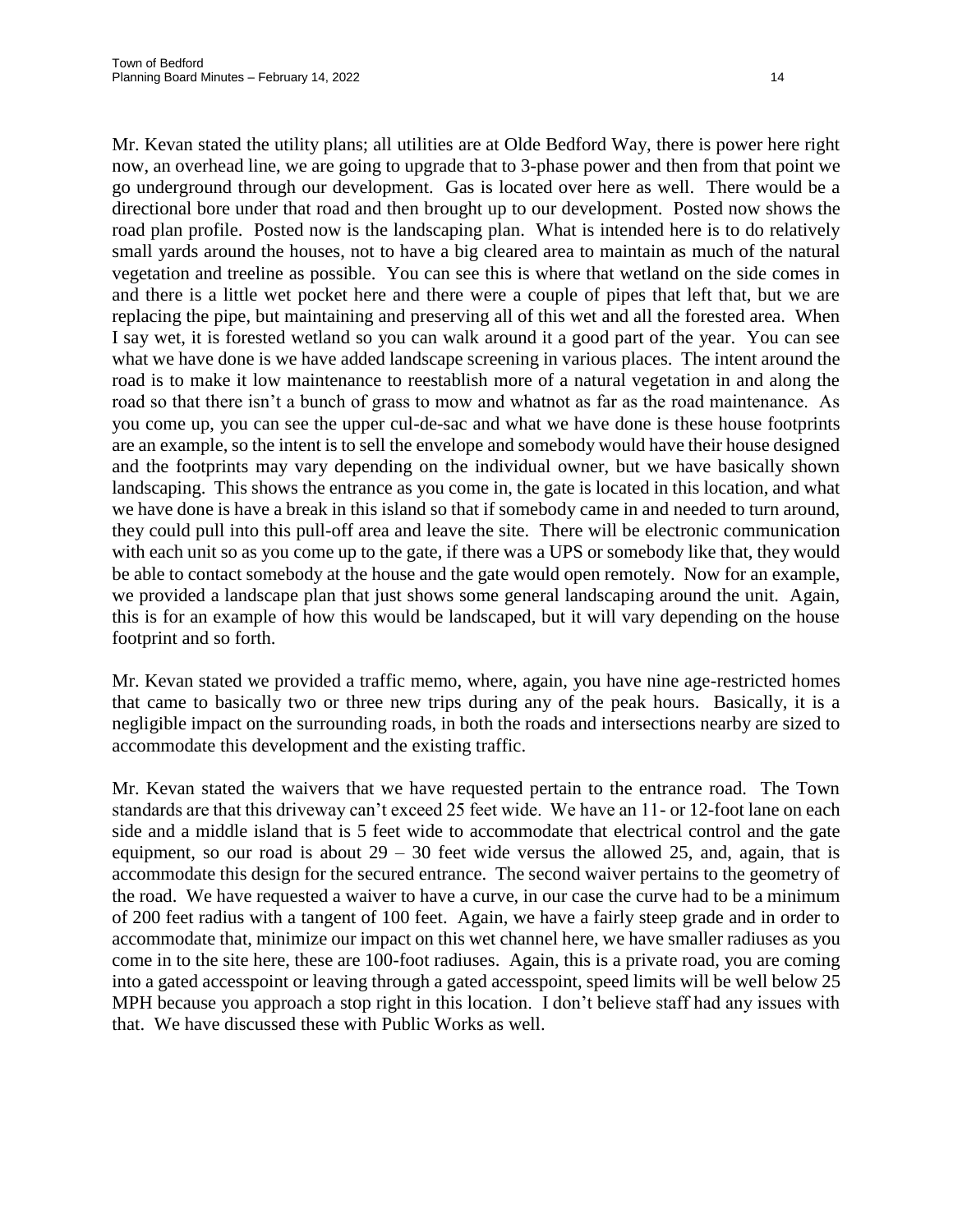Mr. Kevan stated the utility plans; all utilities are at Olde Bedford Way, there is power here right now, an overhead line, we are going to upgrade that to 3-phase power and then from that point we go underground through our development. Gas is located over here as well. There would be a directional bore under that road and then brought up to our development. Posted now shows the road plan profile. Posted now is the landscaping plan. What is intended here is to do relatively small yards around the houses, not to have a big cleared area to maintain as much of the natural vegetation and treeline as possible. You can see this is where that wetland on the side comes in and there is a little wet pocket here and there were a couple of pipes that left that, but we are replacing the pipe, but maintaining and preserving all of this wet and all the forested area. When I say wet, it is forested wetland so you can walk around it a good part of the year. You can see what we have done is we have added landscape screening in various places. The intent around the road is to make it low maintenance to reestablish more of a natural vegetation in and along the road so that there isn't a bunch of grass to mow and whatnot as far as the road maintenance. As you come up, you can see the upper cul-de-sac and what we have done is these house footprints are an example, so the intent is to sell the envelope and somebody would have their house designed and the footprints may vary depending on the individual owner, but we have basically shown landscaping. This shows the entrance as you come in, the gate is located in this location, and what we have done is have a break in this island so that if somebody came in and needed to turn around, they could pull into this pull-off area and leave the site. There will be electronic communication with each unit so as you come up to the gate, if there was a UPS or somebody like that, they would be able to contact somebody at the house and the gate would open remotely. Now for an example, we provided a landscape plan that just shows some general landscaping around the unit. Again, this is for an example of how this would be landscaped, but it will vary depending on the house footprint and so forth.

Mr. Kevan stated we provided a traffic memo, where, again, you have nine age-restricted homes that came to basically two or three new trips during any of the peak hours. Basically, it is a negligible impact on the surrounding roads, in both the roads and intersections nearby are sized to accommodate this development and the existing traffic.

Mr. Kevan stated the waivers that we have requested pertain to the entrance road. The Town standards are that this driveway can't exceed 25 feet wide. We have an 11- or 12-foot lane on each side and a middle island that is 5 feet wide to accommodate that electrical control and the gate equipment, so our road is about 29 – 30 feet wide versus the allowed 25, and, again, that is accommodate this design for the secured entrance. The second waiver pertains to the geometry of the road. We have requested a waiver to have a curve, in our case the curve had to be a minimum of 200 feet radius with a tangent of 100 feet. Again, we have a fairly steep grade and in order to accommodate that, minimize our impact on this wet channel here, we have smaller radiuses as you come in to the site here, these are 100-foot radiuses. Again, this is a private road, you are coming into a gated accesspoint or leaving through a gated accesspoint, speed limits will be well below 25 MPH because you approach a stop right in this location. I don't believe staff had any issues with that. We have discussed these with Public Works as well.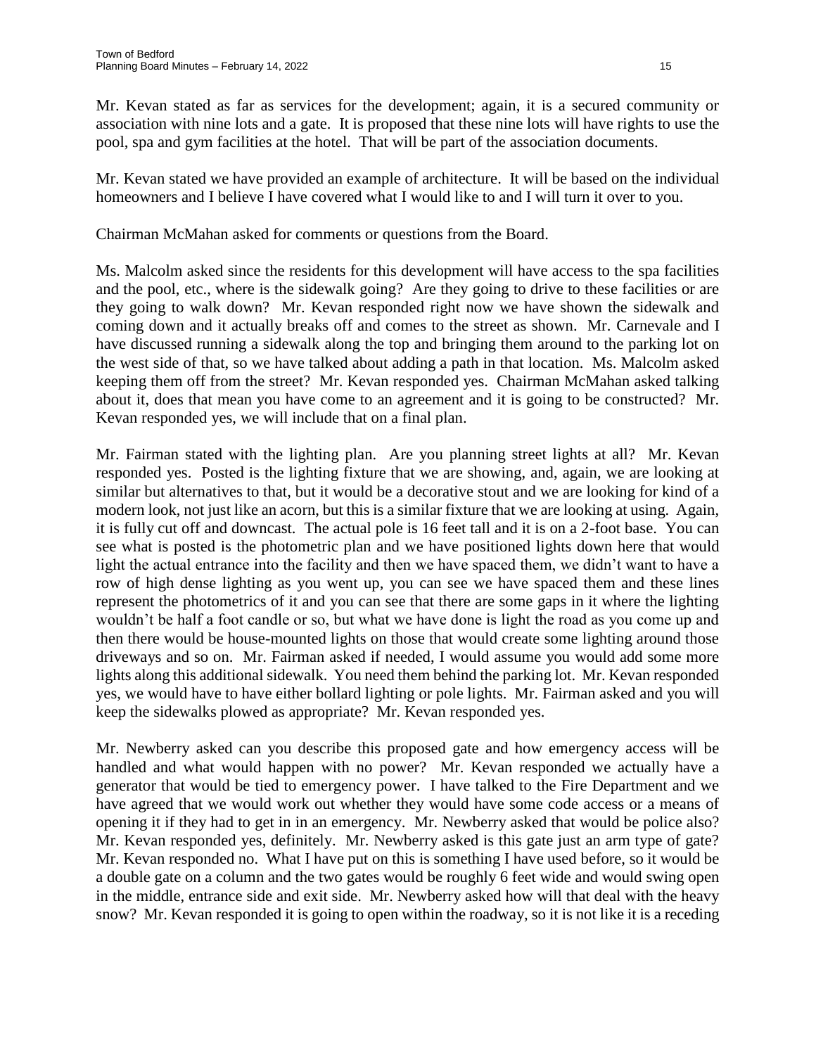Mr. Kevan stated as far as services for the development; again, it is a secured community or association with nine lots and a gate. It is proposed that these nine lots will have rights to use the pool, spa and gym facilities at the hotel. That will be part of the association documents.

Mr. Kevan stated we have provided an example of architecture. It will be based on the individual homeowners and I believe I have covered what I would like to and I will turn it over to you.

Chairman McMahan asked for comments or questions from the Board.

Ms. Malcolm asked since the residents for this development will have access to the spa facilities and the pool, etc., where is the sidewalk going? Are they going to drive to these facilities or are they going to walk down? Mr. Kevan responded right now we have shown the sidewalk and coming down and it actually breaks off and comes to the street as shown. Mr. Carnevale and I have discussed running a sidewalk along the top and bringing them around to the parking lot on the west side of that, so we have talked about adding a path in that location. Ms. Malcolm asked keeping them off from the street? Mr. Kevan responded yes. Chairman McMahan asked talking about it, does that mean you have come to an agreement and it is going to be constructed? Mr. Kevan responded yes, we will include that on a final plan.

Mr. Fairman stated with the lighting plan. Are you planning street lights at all? Mr. Kevan responded yes. Posted is the lighting fixture that we are showing, and, again, we are looking at similar but alternatives to that, but it would be a decorative stout and we are looking for kind of a modern look, not just like an acorn, but this is a similar fixture that we are looking at using. Again, it is fully cut off and downcast. The actual pole is 16 feet tall and it is on a 2-foot base. You can see what is posted is the photometric plan and we have positioned lights down here that would light the actual entrance into the facility and then we have spaced them, we didn't want to have a row of high dense lighting as you went up, you can see we have spaced them and these lines represent the photometrics of it and you can see that there are some gaps in it where the lighting wouldn't be half a foot candle or so, but what we have done is light the road as you come up and then there would be house-mounted lights on those that would create some lighting around those driveways and so on. Mr. Fairman asked if needed, I would assume you would add some more lights along this additional sidewalk. You need them behind the parking lot. Mr. Kevan responded yes, we would have to have either bollard lighting or pole lights. Mr. Fairman asked and you will keep the sidewalks plowed as appropriate? Mr. Kevan responded yes.

Mr. Newberry asked can you describe this proposed gate and how emergency access will be handled and what would happen with no power? Mr. Kevan responded we actually have a generator that would be tied to emergency power. I have talked to the Fire Department and we have agreed that we would work out whether they would have some code access or a means of opening it if they had to get in in an emergency. Mr. Newberry asked that would be police also? Mr. Kevan responded yes, definitely. Mr. Newberry asked is this gate just an arm type of gate? Mr. Kevan responded no. What I have put on this is something I have used before, so it would be a double gate on a column and the two gates would be roughly 6 feet wide and would swing open in the middle, entrance side and exit side. Mr. Newberry asked how will that deal with the heavy snow? Mr. Kevan responded it is going to open within the roadway, so it is not like it is a receding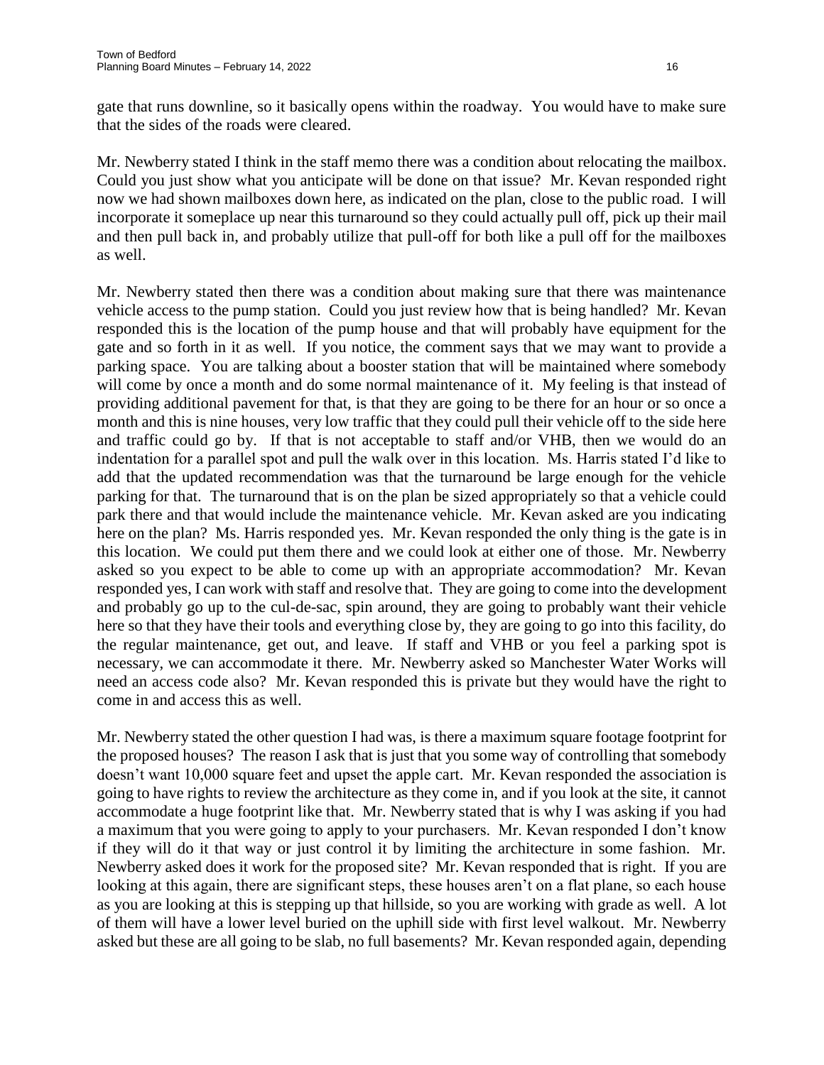gate that runs downline, so it basically opens within the roadway. You would have to make sure that the sides of the roads were cleared.

Mr. Newberry stated I think in the staff memo there was a condition about relocating the mailbox. Could you just show what you anticipate will be done on that issue? Mr. Kevan responded right now we had shown mailboxes down here, as indicated on the plan, close to the public road. I will incorporate it someplace up near this turnaround so they could actually pull off, pick up their mail and then pull back in, and probably utilize that pull-off for both like a pull off for the mailboxes as well.

Mr. Newberry stated then there was a condition about making sure that there was maintenance vehicle access to the pump station. Could you just review how that is being handled? Mr. Kevan responded this is the location of the pump house and that will probably have equipment for the gate and so forth in it as well. If you notice, the comment says that we may want to provide a parking space. You are talking about a booster station that will be maintained where somebody will come by once a month and do some normal maintenance of it. My feeling is that instead of providing additional pavement for that, is that they are going to be there for an hour or so once a month and this is nine houses, very low traffic that they could pull their vehicle off to the side here and traffic could go by. If that is not acceptable to staff and/or VHB, then we would do an indentation for a parallel spot and pull the walk over in this location. Ms. Harris stated I'd like to add that the updated recommendation was that the turnaround be large enough for the vehicle parking for that. The turnaround that is on the plan be sized appropriately so that a vehicle could park there and that would include the maintenance vehicle. Mr. Kevan asked are you indicating here on the plan? Ms. Harris responded yes. Mr. Kevan responded the only thing is the gate is in this location. We could put them there and we could look at either one of those. Mr. Newberry asked so you expect to be able to come up with an appropriate accommodation? Mr. Kevan responded yes, I can work with staff and resolve that. They are going to come into the development and probably go up to the cul-de-sac, spin around, they are going to probably want their vehicle here so that they have their tools and everything close by, they are going to go into this facility, do the regular maintenance, get out, and leave. If staff and VHB or you feel a parking spot is necessary, we can accommodate it there. Mr. Newberry asked so Manchester Water Works will need an access code also? Mr. Kevan responded this is private but they would have the right to come in and access this as well.

Mr. Newberry stated the other question I had was, is there a maximum square footage footprint for the proposed houses? The reason I ask that is just that you some way of controlling that somebody doesn't want 10,000 square feet and upset the apple cart. Mr. Kevan responded the association is going to have rights to review the architecture as they come in, and if you look at the site, it cannot accommodate a huge footprint like that. Mr. Newberry stated that is why I was asking if you had a maximum that you were going to apply to your purchasers. Mr. Kevan responded I don't know if they will do it that way or just control it by limiting the architecture in some fashion. Mr. Newberry asked does it work for the proposed site? Mr. Kevan responded that is right. If you are looking at this again, there are significant steps, these houses aren't on a flat plane, so each house as you are looking at this is stepping up that hillside, so you are working with grade as well. A lot of them will have a lower level buried on the uphill side with first level walkout. Mr. Newberry asked but these are all going to be slab, no full basements? Mr. Kevan responded again, depending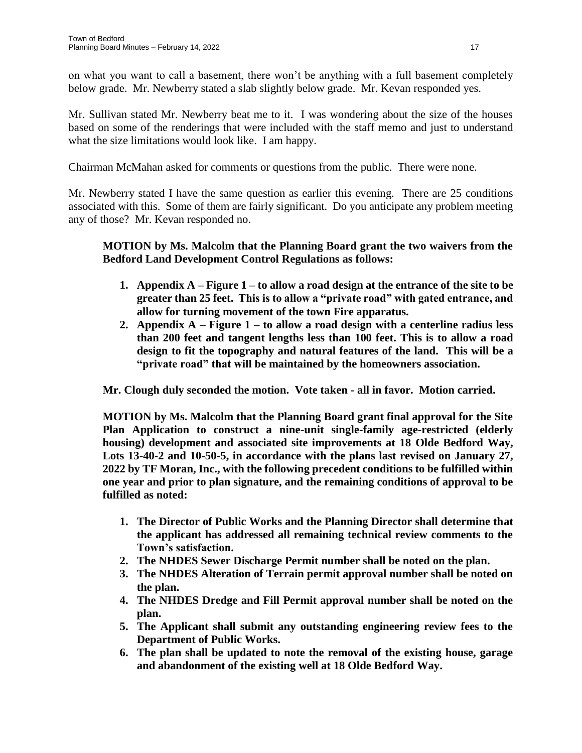on what you want to call a basement, there won't be anything with a full basement completely below grade. Mr. Newberry stated a slab slightly below grade. Mr. Kevan responded yes.

Mr. Sullivan stated Mr. Newberry beat me to it. I was wondering about the size of the houses based on some of the renderings that were included with the staff memo and just to understand what the size limitations would look like. I am happy.

Chairman McMahan asked for comments or questions from the public. There were none.

Mr. Newberry stated I have the same question as earlier this evening. There are 25 conditions associated with this. Some of them are fairly significant. Do you anticipate any problem meeting any of those? Mr. Kevan responded no.

> **MOTION by Ms. Malcolm that the Planning Board grant the two waivers from the Bedford Land Development Control Regulations as follows:**
>
> 1. **Appendix A – Figure 1 – to allow a road design at the entrance of the site to be greater than 25 feet. This is to allow a "private road" with gated entrance, and allow for turning movement of the town Fire apparatus.**
> 2. **Appendix A – Figure 1 – to allow a road design with a centerline radius less than 200 feet and tangent lengths less than 100 feet. This is to allow a road design to fit the topography and natural features of the land. This will be a "private road" that will be maintained by the homeowners association.**
>
> **Mr. Clough duly seconded the motion. Vote taken - all in favor. Motion carried.**
>
> **MOTION by Ms. Malcolm that the Planning Board grant final approval for the Site Plan Application to construct a nine-unit single-family age-restricted (elderly housing) development and associated site improvements at 18 Olde Bedford Way, Lots 13-40-2 and 10-50-5, in accordance with the plans last revised on January 27, 2022 by TF Moran, Inc., with the following precedent conditions to be fulfilled within one year and prior to plan signature, and the remaining conditions of approval to be fulfilled as noted:**
>
> 1. **The Director of Public Works and the Planning Director shall determine that the applicant has addressed all remaining technical review comments to the Town's satisfaction.**
> 2. **The NHDES Sewer Discharge Permit number shall be noted on the plan.**
> 3. **The NHDES Alteration of Terrain permit approval number shall be noted on the plan.**
> 4. **The NHDES Dredge and Fill Permit approval number shall be noted on the plan.**
> 5. **The Applicant shall submit any outstanding engineering review fees to the Department of Public Works.**
> 6. **The plan shall be updated to note the removal of the existing house, garage and abandonment of the existing well at 18 Olde Bedford Way.**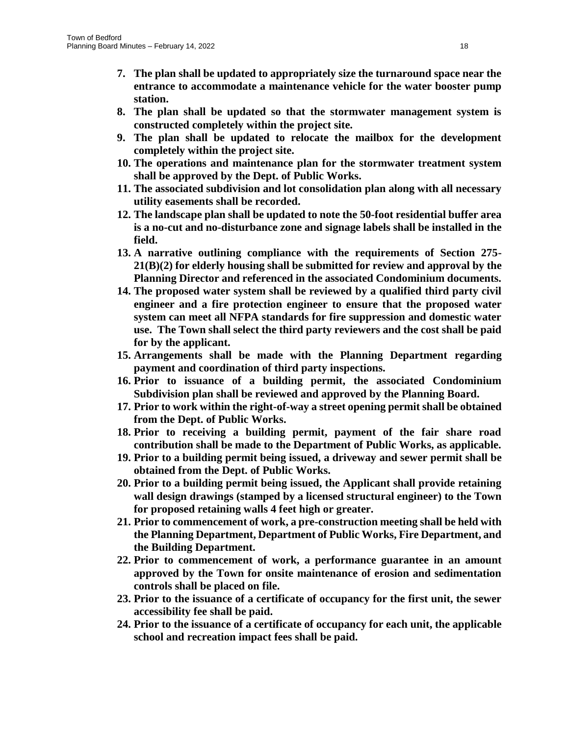7. **The plan shall be updated to appropriately size the turnaround space near the entrance to accommodate a maintenance vehicle for the water booster pump station.**
8. **The plan shall be updated so that the stormwater management system is constructed completely within the project site.**
9. **The plan shall be updated to relocate the mailbox for the development completely within the project site.**
10. **The operations and maintenance plan for the stormwater treatment system shall be approved by the Dept. of Public Works.**
11. **The associated subdivision and lot consolidation plan along with all necessary utility easements shall be recorded.**
12. **The landscape plan shall be updated to note the 50-foot residential buffer area is a no-cut and no-disturbance zone and signage labels shall be installed in the field.**
13. **A narrative outlining compliance with the requirements of Section 275-21(B)(2) for elderly housing shall be submitted for review and approval by the Planning Director and referenced in the associated Condominium documents.**
14. **The proposed water system shall be reviewed by a qualified third party civil engineer and a fire protection engineer to ensure that the proposed water system can meet all NFPA standards for fire suppression and domestic water use. The Town shall select the third party reviewers and the cost shall be paid for by the applicant.**
15. **Arrangements shall be made with the Planning Department regarding payment and coordination of third party inspections.**
16. **Prior to issuance of a building permit, the associated Condominium Subdivision plan shall be reviewed and approved by the Planning Board.**
17. **Prior to work within the right-of-way a street opening permit shall be obtained from the Dept. of Public Works.**
18. **Prior to receiving a building permit, payment of the fair share road contribution shall be made to the Department of Public Works, as applicable.**
19. **Prior to a building permit being issued, a driveway and sewer permit shall be obtained from the Dept. of Public Works.**
20. **Prior to a building permit being issued, the Applicant shall provide retaining wall design drawings (stamped by a licensed structural engineer) to the Town for proposed retaining walls 4 feet high or greater.**
21. **Prior to commencement of work, a pre-construction meeting shall be held with the Planning Department, Department of Public Works, Fire Department, and the Building Department.**
22. **Prior to commencement of work, a performance guarantee in an amount approved by the Town for onsite maintenance of erosion and sedimentation controls shall be placed on file.**
23. **Prior to the issuance of a certificate of occupancy for the first unit, the sewer accessibility fee shall be paid.**
24. **Prior to the issuance of a certificate of occupancy for each unit, the applicable school and recreation impact fees shall be paid.**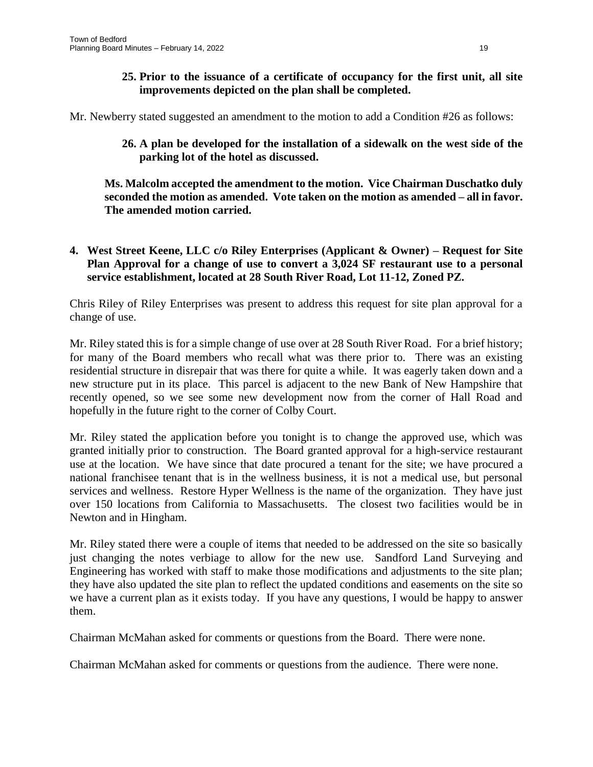**25. Prior to the issuance of a certificate of occupancy for the first unit, all site improvements depicted on the plan shall be completed.**

Mr. Newberry stated suggested an amendment to the motion to add a Condition #26 as follows:

**26. A plan be developed for the installation of a sidewalk on the west side of the parking lot of the hotel as discussed.**

**Ms. Malcolm accepted the amendment to the motion. Vice Chairman Duschatko duly seconded the motion as amended. Vote taken on the motion as amended – all in favor. The amended motion carried.**

**4. West Street Keene, LLC c/o Riley Enterprises (Applicant & Owner) – Request for Site Plan Approval for a change of use to convert a 3,024 SF restaurant use to a personal service establishment, located at 28 South River Road, Lot 11-12, Zoned PZ.**

Chris Riley of Riley Enterprises was present to address this request for site plan approval for a change of use.

Mr. Riley stated this is for a simple change of use over at 28 South River Road. For a brief history; for many of the Board members who recall what was there prior to. There was an existing residential structure in disrepair that was there for quite a while. It was eagerly taken down and a new structure put in its place. This parcel is adjacent to the new Bank of New Hampshire that recently opened, so we see some new development now from the corner of Hall Road and hopefully in the future right to the corner of Colby Court.

Mr. Riley stated the application before you tonight is to change the approved use, which was granted initially prior to construction. The Board granted approval for a high-service restaurant use at the location. We have since that date procured a tenant for the site; we have procured a national franchisee tenant that is in the wellness business, it is not a medical use, but personal services and wellness. Restore Hyper Wellness is the name of the organization. They have just over 150 locations from California to Massachusetts. The closest two facilities would be in Newton and in Hingham.

Mr. Riley stated there were a couple of items that needed to be addressed on the site so basically just changing the notes verbiage to allow for the new use. Sandford Land Surveying and Engineering has worked with staff to make those modifications and adjustments to the site plan; they have also updated the site plan to reflect the updated conditions and easements on the site so we have a current plan as it exists today. If you have any questions, I would be happy to answer them.

Chairman McMahan asked for comments or questions from the Board. There were none.

Chairman McMahan asked for comments or questions from the audience. There were none.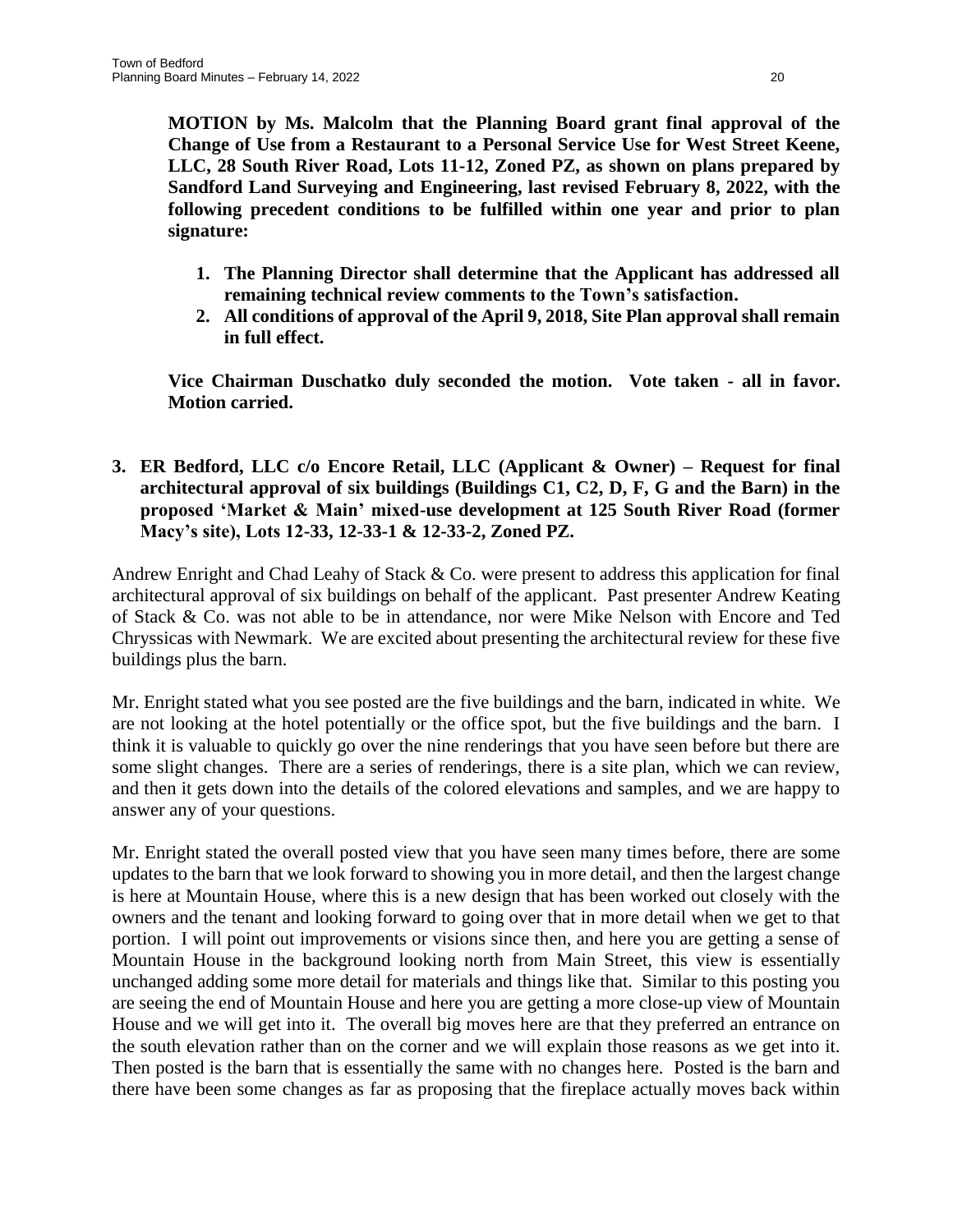**MOTION by Ms. Malcolm that the Planning Board grant final approval of the Change of Use from a Restaurant to a Personal Service Use for West Street Keene, LLC, 28 South River Road, Lots 11-12, Zoned PZ, as shown on plans prepared by Sandford Land Surveying and Engineering, last revised February 8, 2022, with the following precedent conditions to be fulfilled within one year and prior to plan signature:**

1. **The Planning Director shall determine that the Applicant has addressed all remaining technical review comments to the Town's satisfaction.**
2. **All conditions of approval of the April 9, 2018, Site Plan approval shall remain in full effect.**

**Vice Chairman Duschatko duly seconded the motion. Vote taken - all in favor. Motion carried.**

3. **ER Bedford, LLC c/o Encore Retail, LLC (Applicant & Owner) – Request for final architectural approval of six buildings (Buildings C1, C2, D, F, G and the Barn) in the proposed 'Market & Main' mixed-use development at 125 South River Road (former Macy's site), Lots 12-33, 12-33-1 & 12-33-2, Zoned PZ.**

Andrew Enright and Chad Leahy of Stack & Co. were present to address this application for final architectural approval of six buildings on behalf of the applicant. Past presenter Andrew Keating of Stack & Co. was not able to be in attendance, nor were Mike Nelson with Encore and Ted Chryssicas with Newmark. We are excited about presenting the architectural review for these five buildings plus the barn.

Mr. Enright stated what you see posted are the five buildings and the barn, indicated in white. We are not looking at the hotel potentially or the office spot, but the five buildings and the barn. I think it is valuable to quickly go over the nine renderings that you have seen before but there are some slight changes. There are a series of renderings, there is a site plan, which we can review, and then it gets down into the details of the colored elevations and samples, and we are happy to answer any of your questions.

Mr. Enright stated the overall posted view that you have seen many times before, there are some updates to the barn that we look forward to showing you in more detail, and then the largest change is here at Mountain House, where this is a new design that has been worked out closely with the owners and the tenant and looking forward to going over that in more detail when we get to that portion. I will point out improvements or visions since then, and here you are getting a sense of Mountain House in the background looking north from Main Street, this view is essentially unchanged adding some more detail for materials and things like that. Similar to this posting you are seeing the end of Mountain House and here you are getting a more close-up view of Mountain House and we will get into it. The overall big moves here are that they preferred an entrance on the south elevation rather than on the corner and we will explain those reasons as we get into it. Then posted is the barn that is essentially the same with no changes here. Posted is the barn and there have been some changes as far as proposing that the fireplace actually moves back within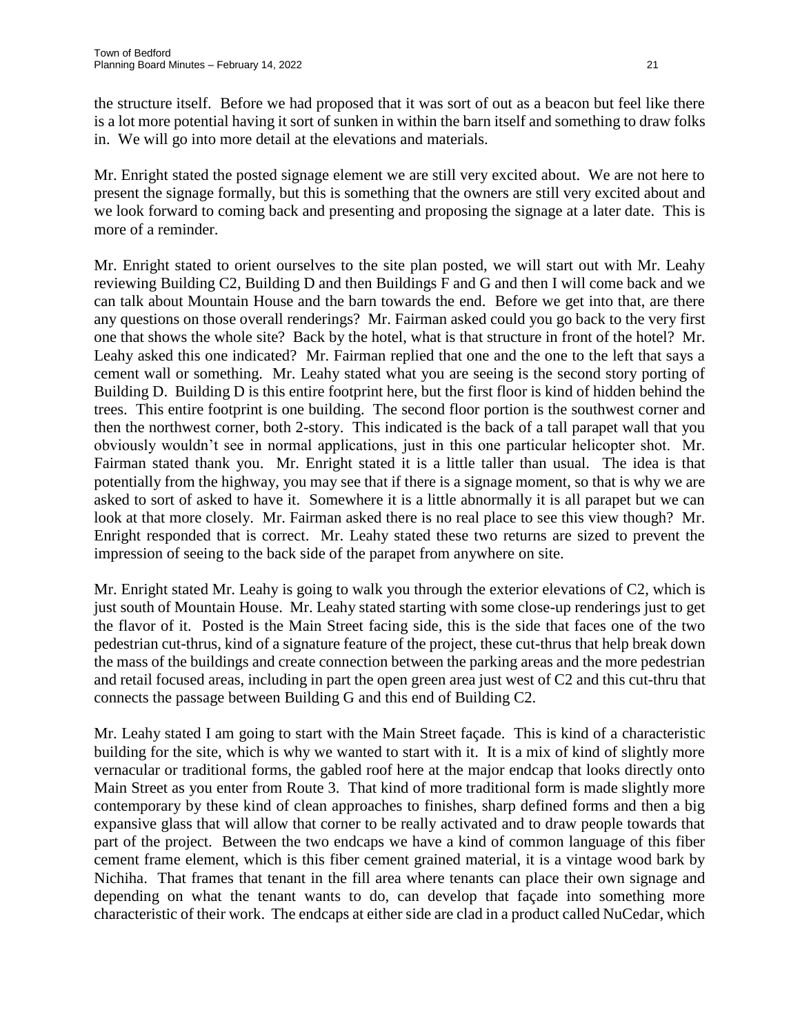the structure itself. Before we had proposed that it was sort of out as a beacon but feel like there is a lot more potential having it sort of sunken in within the barn itself and something to draw folks in. We will go into more detail at the elevations and materials.

Mr. Enright stated the posted signage element we are still very excited about. We are not here to present the signage formally, but this is something that the owners are still very excited about and we look forward to coming back and presenting and proposing the signage at a later date. This is more of a reminder.

Mr. Enright stated to orient ourselves to the site plan posted, we will start out with Mr. Leahy reviewing Building C2, Building D and then Buildings F and G and then I will come back and we can talk about Mountain House and the barn towards the end. Before we get into that, are there any questions on those overall renderings? Mr. Fairman asked could you go back to the very first one that shows the whole site? Back by the hotel, what is that structure in front of the hotel? Mr. Leahy asked this one indicated? Mr. Fairman replied that one and the one to the left that says a cement wall or something. Mr. Leahy stated what you are seeing is the second story porting of Building D. Building D is this entire footprint here, but the first floor is kind of hidden behind the trees. This entire footprint is one building. The second floor portion is the southwest corner and then the northwest corner, both 2-story. This indicated is the back of a tall parapet wall that you obviously wouldn't see in normal applications, just in this one particular helicopter shot. Mr. Fairman stated thank you. Mr. Enright stated it is a little taller than usual. The idea is that potentially from the highway, you may see that if there is a signage moment, so that is why we are asked to sort of asked to have it. Somewhere it is a little abnormally it is all parapet but we can look at that more closely. Mr. Fairman asked there is no real place to see this view though? Mr. Enright responded that is correct. Mr. Leahy stated these two returns are sized to prevent the impression of seeing to the back side of the parapet from anywhere on site.

Mr. Enright stated Mr. Leahy is going to walk you through the exterior elevations of C2, which is just south of Mountain House. Mr. Leahy stated starting with some close-up renderings just to get the flavor of it. Posted is the Main Street facing side, this is the side that faces one of the two pedestrian cut-thrus, kind of a signature feature of the project, these cut-thrus that help break down the mass of the buildings and create connection between the parking areas and the more pedestrian and retail focused areas, including in part the open green area just west of C2 and this cut-thru that connects the passage between Building G and this end of Building C2.

Mr. Leahy stated I am going to start with the Main Street façade. This is kind of a characteristic building for the site, which is why we wanted to start with it. It is a mix of kind of slightly more vernacular or traditional forms, the gabled roof here at the major endcap that looks directly onto Main Street as you enter from Route 3. That kind of more traditional form is made slightly more contemporary by these kind of clean approaches to finishes, sharp defined forms and then a big expansive glass that will allow that corner to be really activated and to draw people towards that part of the project. Between the two endcaps we have a kind of common language of this fiber cement frame element, which is this fiber cement grained material, it is a vintage wood bark by Nichiha. That frames that tenant in the fill area where tenants can place their own signage and depending on what the tenant wants to do, can develop that façade into something more characteristic of their work. The endcaps at either side are clad in a product called NuCedar, which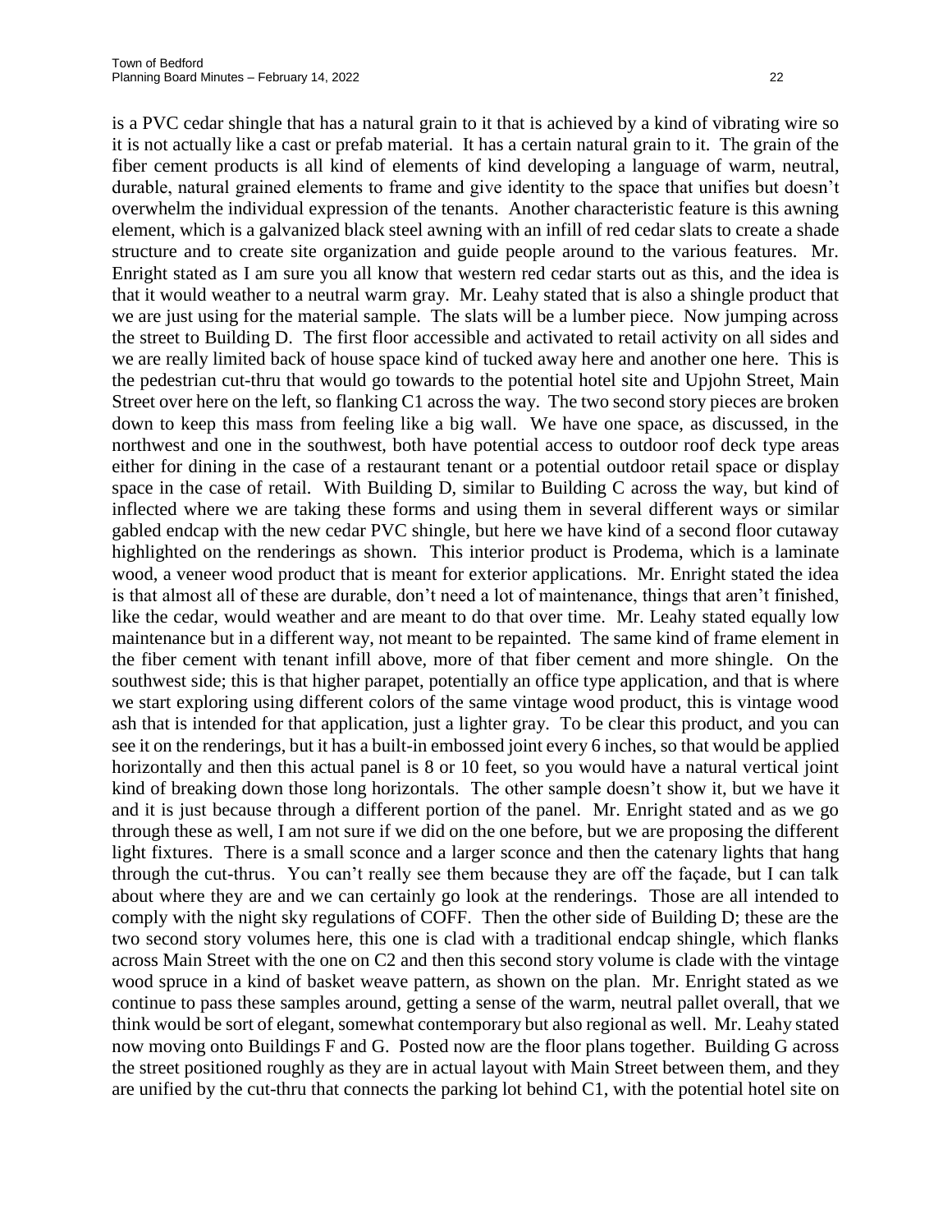is a PVC cedar shingle that has a natural grain to it that is achieved by a kind of vibrating wire so it is not actually like a cast or prefab material. It has a certain natural grain to it. The grain of the fiber cement products is all kind of elements of kind developing a language of warm, neutral, durable, natural grained elements to frame and give identity to the space that unifies but doesn't overwhelm the individual expression of the tenants. Another characteristic feature is this awning element, which is a galvanized black steel awning with an infill of red cedar slats to create a shade structure and to create site organization and guide people around to the various features. Mr. Enright stated as I am sure you all know that western red cedar starts out as this, and the idea is that it would weather to a neutral warm gray. Mr. Leahy stated that is also a shingle product that we are just using for the material sample. The slats will be a lumber piece. Now jumping across the street to Building D. The first floor accessible and activated to retail activity on all sides and we are really limited back of house space kind of tucked away here and another one here. This is the pedestrian cut-thru that would go towards to the potential hotel site and Upjohn Street, Main Street over here on the left, so flanking C1 across the way. The two second story pieces are broken down to keep this mass from feeling like a big wall. We have one space, as discussed, in the northwest and one in the southwest, both have potential access to outdoor roof deck type areas either for dining in the case of a restaurant tenant or a potential outdoor retail space or display space in the case of retail. With Building D, similar to Building C across the way, but kind of inflected where we are taking these forms and using them in several different ways or similar gabled endcap with the new cedar PVC shingle, but here we have kind of a second floor cutaway highlighted on the renderings as shown. This interior product is Prodema, which is a laminate wood, a veneer wood product that is meant for exterior applications. Mr. Enright stated the idea is that almost all of these are durable, don't need a lot of maintenance, things that aren't finished, like the cedar, would weather and are meant to do that over time. Mr. Leahy stated equally low maintenance but in a different way, not meant to be repainted. The same kind of frame element in the fiber cement with tenant infill above, more of that fiber cement and more shingle. On the southwest side; this is that higher parapet, potentially an office type application, and that is where we start exploring using different colors of the same vintage wood product, this is vintage wood ash that is intended for that application, just a lighter gray. To be clear this product, and you can see it on the renderings, but it has a built-in embossed joint every 6 inches, so that would be applied horizontally and then this actual panel is 8 or 10 feet, so you would have a natural vertical joint kind of breaking down those long horizontals. The other sample doesn't show it, but we have it and it is just because through a different portion of the panel. Mr. Enright stated and as we go through these as well, I am not sure if we did on the one before, but we are proposing the different light fixtures. There is a small sconce and a larger sconce and then the catenary lights that hang through the cut-thrus. You can't really see them because they are off the façade, but I can talk about where they are and we can certainly go look at the renderings. Those are all intended to comply with the night sky regulations of COFF. Then the other side of Building D; these are the two second story volumes here, this one is clad with a traditional endcap shingle, which flanks across Main Street with the one on C2 and then this second story volume is clade with the vintage wood spruce in a kind of basket weave pattern, as shown on the plan. Mr. Enright stated as we continue to pass these samples around, getting a sense of the warm, neutral pallet overall, that we think would be sort of elegant, somewhat contemporary but also regional as well. Mr. Leahy stated now moving onto Buildings F and G. Posted now are the floor plans together. Building G across the street positioned roughly as they are in actual layout with Main Street between them, and they are unified by the cut-thru that connects the parking lot behind C1, with the potential hotel site on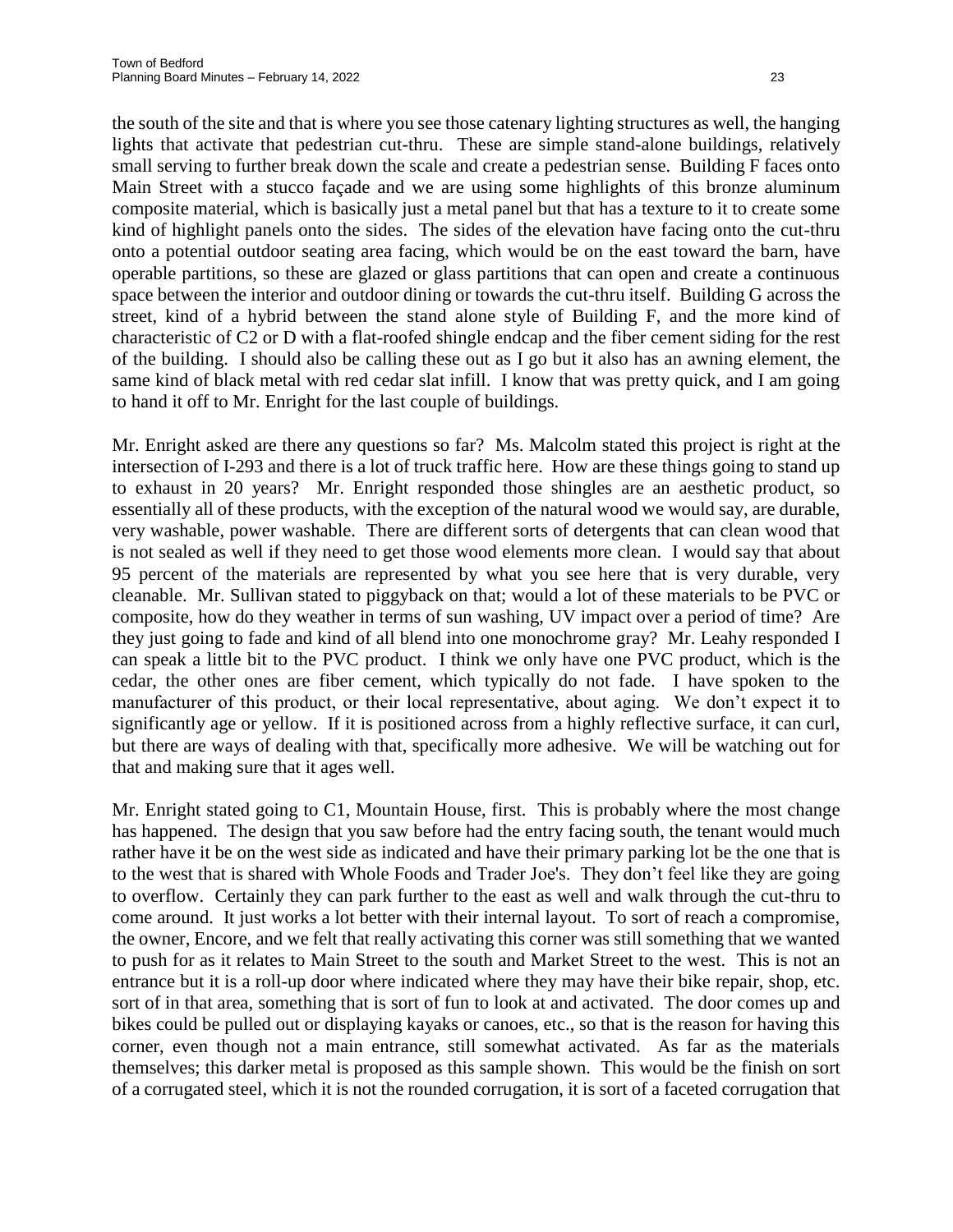the south of the site and that is where you see those catenary lighting structures as well, the hanging lights that activate that pedestrian cut-thru. These are simple stand-alone buildings, relatively small serving to further break down the scale and create a pedestrian sense. Building F faces onto Main Street with a stucco façade and we are using some highlights of this bronze aluminum composite material, which is basically just a metal panel but that has a texture to it to create some kind of highlight panels onto the sides. The sides of the elevation have facing onto the cut-thru onto a potential outdoor seating area facing, which would be on the east toward the barn, have operable partitions, so these are glazed or glass partitions that can open and create a continuous space between the interior and outdoor dining or towards the cut-thru itself. Building G across the street, kind of a hybrid between the stand alone style of Building F, and the more kind of characteristic of C2 or D with a flat-roofed shingle endcap and the fiber cement siding for the rest of the building. I should also be calling these out as I go but it also has an awning element, the same kind of black metal with red cedar slat infill. I know that was pretty quick, and I am going to hand it off to Mr. Enright for the last couple of buildings.

Mr. Enright asked are there any questions so far? Ms. Malcolm stated this project is right at the intersection of I-293 and there is a lot of truck traffic here. How are these things going to stand up to exhaust in 20 years? Mr. Enright responded those shingles are an aesthetic product, so essentially all of these products, with the exception of the natural wood we would say, are durable, very washable, power washable. There are different sorts of detergents that can clean wood that is not sealed as well if they need to get those wood elements more clean. I would say that about 95 percent of the materials are represented by what you see here that is very durable, very cleanable. Mr. Sullivan stated to piggyback on that; would a lot of these materials to be PVC or composite, how do they weather in terms of sun washing, UV impact over a period of time? Are they just going to fade and kind of all blend into one monochrome gray? Mr. Leahy responded I can speak a little bit to the PVC product. I think we only have one PVC product, which is the cedar, the other ones are fiber cement, which typically do not fade. I have spoken to the manufacturer of this product, or their local representative, about aging. We don't expect it to significantly age or yellow. If it is positioned across from a highly reflective surface, it can curl, but there are ways of dealing with that, specifically more adhesive. We will be watching out for that and making sure that it ages well.

Mr. Enright stated going to C1, Mountain House, first. This is probably where the most change has happened. The design that you saw before had the entry facing south, the tenant would much rather have it be on the west side as indicated and have their primary parking lot be the one that is to the west that is shared with Whole Foods and Trader Joe's. They don't feel like they are going to overflow. Certainly they can park further to the east as well and walk through the cut-thru to come around. It just works a lot better with their internal layout. To sort of reach a compromise, the owner, Encore, and we felt that really activating this corner was still something that we wanted to push for as it relates to Main Street to the south and Market Street to the west. This is not an entrance but it is a roll-up door where indicated where they may have their bike repair, shop, etc. sort of in that area, something that is sort of fun to look at and activated. The door comes up and bikes could be pulled out or displaying kayaks or canoes, etc., so that is the reason for having this corner, even though not a main entrance, still somewhat activated. As far as the materials themselves; this darker metal is proposed as this sample shown. This would be the finish on sort of a corrugated steel, which it is not the rounded corrugation, it is sort of a faceted corrugation that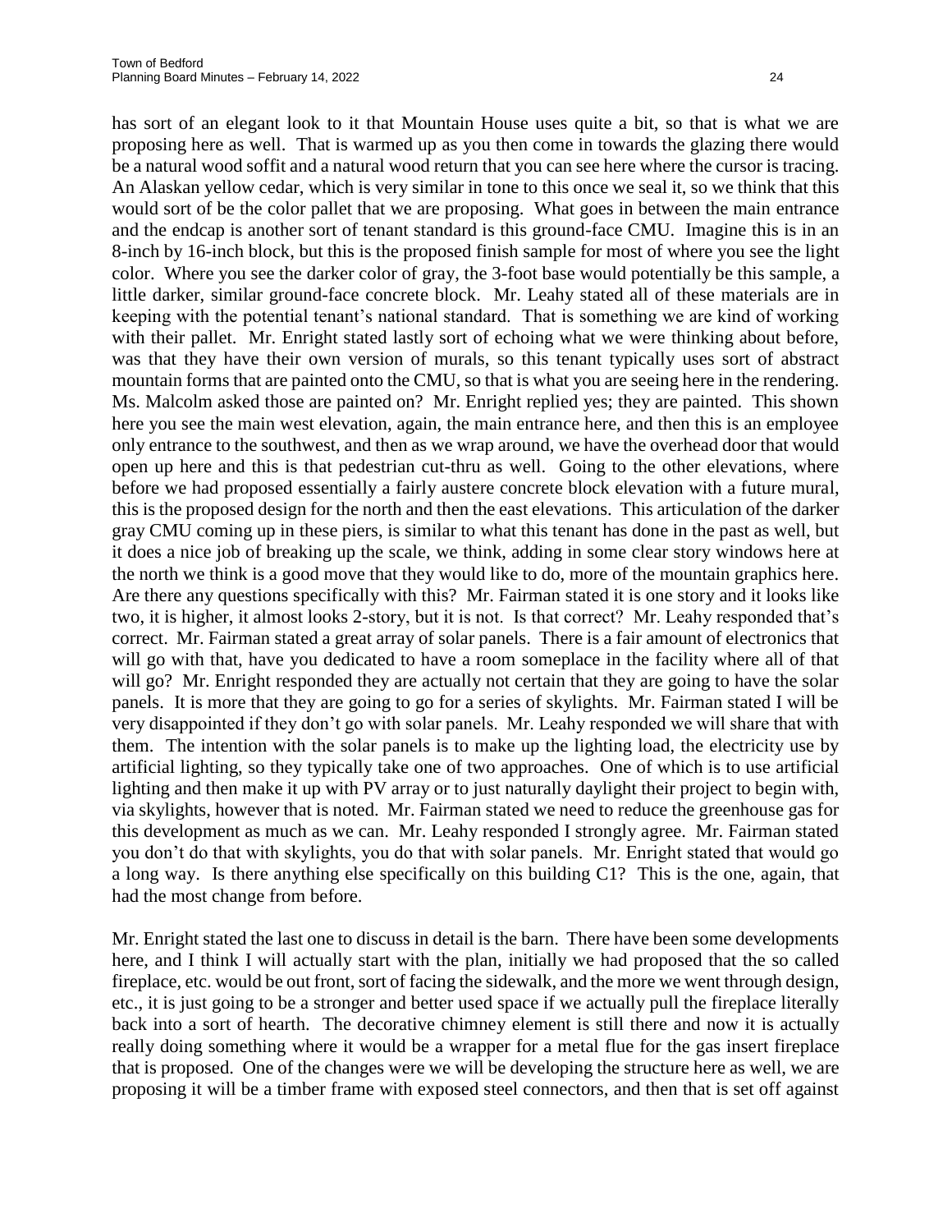has sort of an elegant look to it that Mountain House uses quite a bit, so that is what we are proposing here as well. That is warmed up as you then come in towards the glazing there would be a natural wood soffit and a natural wood return that you can see here where the cursor is tracing. An Alaskan yellow cedar, which is very similar in tone to this once we seal it, so we think that this would sort of be the color pallet that we are proposing. What goes in between the main entrance and the endcap is another sort of tenant standard is this ground-face CMU. Imagine this is in an 8-inch by 16-inch block, but this is the proposed finish sample for most of where you see the light color. Where you see the darker color of gray, the 3-foot base would potentially be this sample, a little darker, similar ground-face concrete block. Mr. Leahy stated all of these materials are in keeping with the potential tenant's national standard. That is something we are kind of working with their pallet. Mr. Enright stated lastly sort of echoing what we were thinking about before, was that they have their own version of murals, so this tenant typically uses sort of abstract mountain forms that are painted onto the CMU, so that is what you are seeing here in the rendering. Ms. Malcolm asked those are painted on? Mr. Enright replied yes; they are painted. This shown here you see the main west elevation, again, the main entrance here, and then this is an employee only entrance to the southwest, and then as we wrap around, we have the overhead door that would open up here and this is that pedestrian cut-thru as well. Going to the other elevations, where before we had proposed essentially a fairly austere concrete block elevation with a future mural, this is the proposed design for the north and then the east elevations. This articulation of the darker gray CMU coming up in these piers, is similar to what this tenant has done in the past as well, but it does a nice job of breaking up the scale, we think, adding in some clear story windows here at the north we think is a good move that they would like to do, more of the mountain graphics here. Are there any questions specifically with this? Mr. Fairman stated it is one story and it looks like two, it is higher, it almost looks 2-story, but it is not. Is that correct? Mr. Leahy responded that's correct. Mr. Fairman stated a great array of solar panels. There is a fair amount of electronics that will go with that, have you dedicated to have a room someplace in the facility where all of that will go? Mr. Enright responded they are actually not certain that they are going to have the solar panels. It is more that they are going to go for a series of skylights. Mr. Fairman stated I will be very disappointed if they don't go with solar panels. Mr. Leahy responded we will share that with them. The intention with the solar panels is to make up the lighting load, the electricity use by artificial lighting, so they typically take one of two approaches. One of which is to use artificial lighting and then make it up with PV array or to just naturally daylight their project to begin with, via skylights, however that is noted. Mr. Fairman stated we need to reduce the greenhouse gas for this development as much as we can. Mr. Leahy responded I strongly agree. Mr. Fairman stated you don't do that with skylights, you do that with solar panels. Mr. Enright stated that would go a long way. Is there anything else specifically on this building C1? This is the one, again, that had the most change from before.

Mr. Enright stated the last one to discuss in detail is the barn. There have been some developments here, and I think I will actually start with the plan, initially we had proposed that the so called fireplace, etc. would be out front, sort of facing the sidewalk, and the more we went through design, etc., it is just going to be a stronger and better used space if we actually pull the fireplace literally back into a sort of hearth. The decorative chimney element is still there and now it is actually really doing something where it would be a wrapper for a metal flue for the gas insert fireplace that is proposed. One of the changes were we will be developing the structure here as well, we are proposing it will be a timber frame with exposed steel connectors, and then that is set off against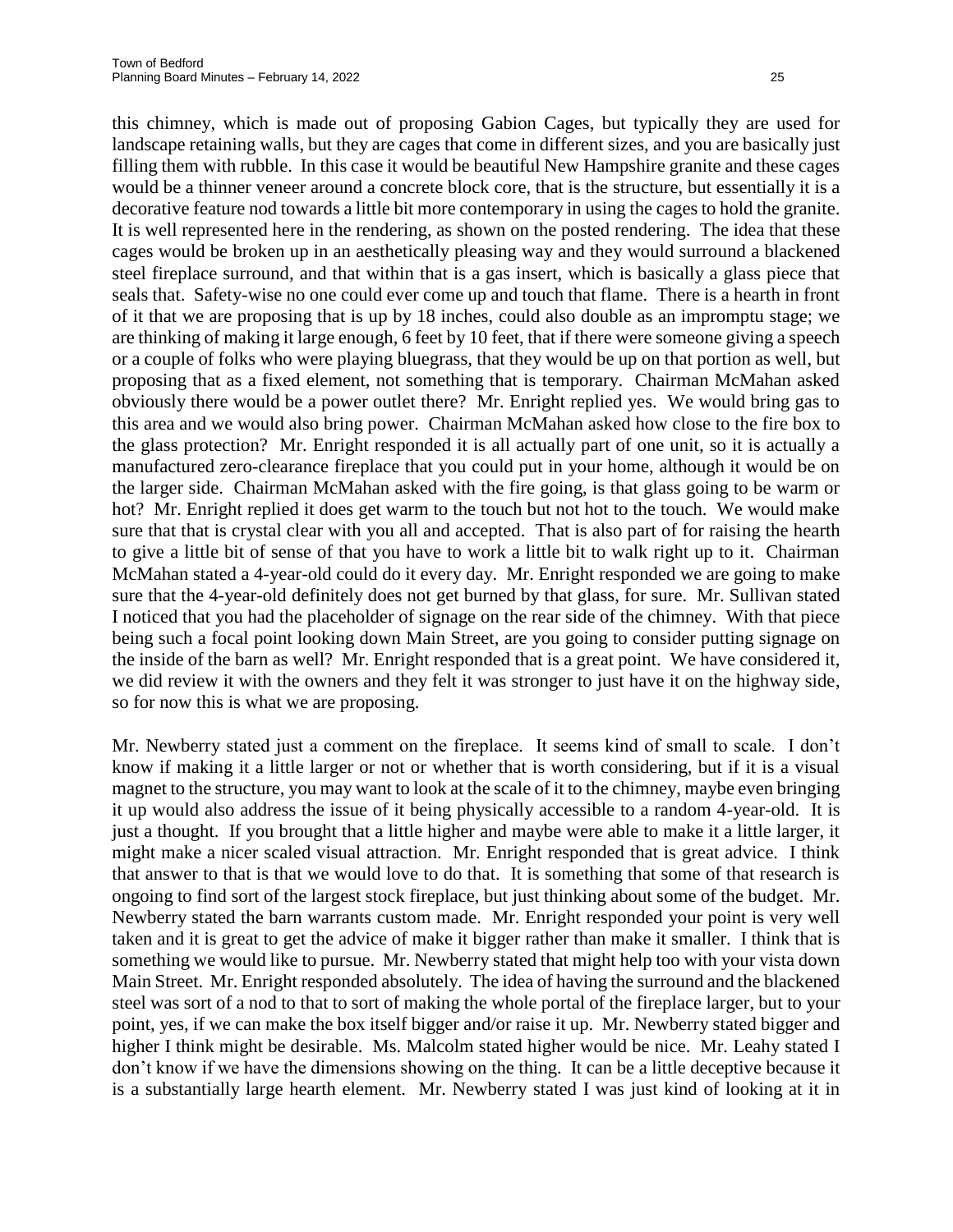this chimney, which is made out of proposing Gabion Cages, but typically they are used for landscape retaining walls, but they are cages that come in different sizes, and you are basically just filling them with rubble. In this case it would be beautiful New Hampshire granite and these cages would be a thinner veneer around a concrete block core, that is the structure, but essentially it is a decorative feature nod towards a little bit more contemporary in using the cages to hold the granite. It is well represented here in the rendering, as shown on the posted rendering. The idea that these cages would be broken up in an aesthetically pleasing way and they would surround a blackened steel fireplace surround, and that within that is a gas insert, which is basically a glass piece that seals that. Safety-wise no one could ever come up and touch that flame. There is a hearth in front of it that we are proposing that is up by 18 inches, could also double as an impromptu stage; we are thinking of making it large enough, 6 feet by 10 feet, that if there were someone giving a speech or a couple of folks who were playing bluegrass, that they would be up on that portion as well, but proposing that as a fixed element, not something that is temporary. Chairman McMahan asked obviously there would be a power outlet there? Mr. Enright replied yes. We would bring gas to this area and we would also bring power. Chairman McMahan asked how close to the fire box to the glass protection? Mr. Enright responded it is all actually part of one unit, so it is actually a manufactured zero-clearance fireplace that you could put in your home, although it would be on the larger side. Chairman McMahan asked with the fire going, is that glass going to be warm or hot? Mr. Enright replied it does get warm to the touch but not hot to the touch. We would make sure that that is crystal clear with you all and accepted. That is also part of for raising the hearth to give a little bit of sense of that you have to work a little bit to walk right up to it. Chairman McMahan stated a 4-year-old could do it every day. Mr. Enright responded we are going to make sure that the 4-year-old definitely does not get burned by that glass, for sure. Mr. Sullivan stated I noticed that you had the placeholder of signage on the rear side of the chimney. With that piece being such a focal point looking down Main Street, are you going to consider putting signage on the inside of the barn as well? Mr. Enright responded that is a great point. We have considered it, we did review it with the owners and they felt it was stronger to just have it on the highway side, so for now this is what we are proposing.

Mr. Newberry stated just a comment on the fireplace. It seems kind of small to scale. I don't know if making it a little larger or not or whether that is worth considering, but if it is a visual magnet to the structure, you may want to look at the scale of it to the chimney, maybe even bringing it up would also address the issue of it being physically accessible to a random 4-year-old. It is just a thought. If you brought that a little higher and maybe were able to make it a little larger, it might make a nicer scaled visual attraction. Mr. Enright responded that is great advice. I think that answer to that is that we would love to do that. It is something that some of that research is ongoing to find sort of the largest stock fireplace, but just thinking about some of the budget. Mr. Newberry stated the barn warrants custom made. Mr. Enright responded your point is very well taken and it is great to get the advice of make it bigger rather than make it smaller. I think that is something we would like to pursue. Mr. Newberry stated that might help too with your vista down Main Street. Mr. Enright responded absolutely. The idea of having the surround and the blackened steel was sort of a nod to that to sort of making the whole portal of the fireplace larger, but to your point, yes, if we can make the box itself bigger and/or raise it up. Mr. Newberry stated bigger and higher I think might be desirable. Ms. Malcolm stated higher would be nice. Mr. Leahy stated I don't know if we have the dimensions showing on the thing. It can be a little deceptive because it is a substantially large hearth element. Mr. Newberry stated I was just kind of looking at it in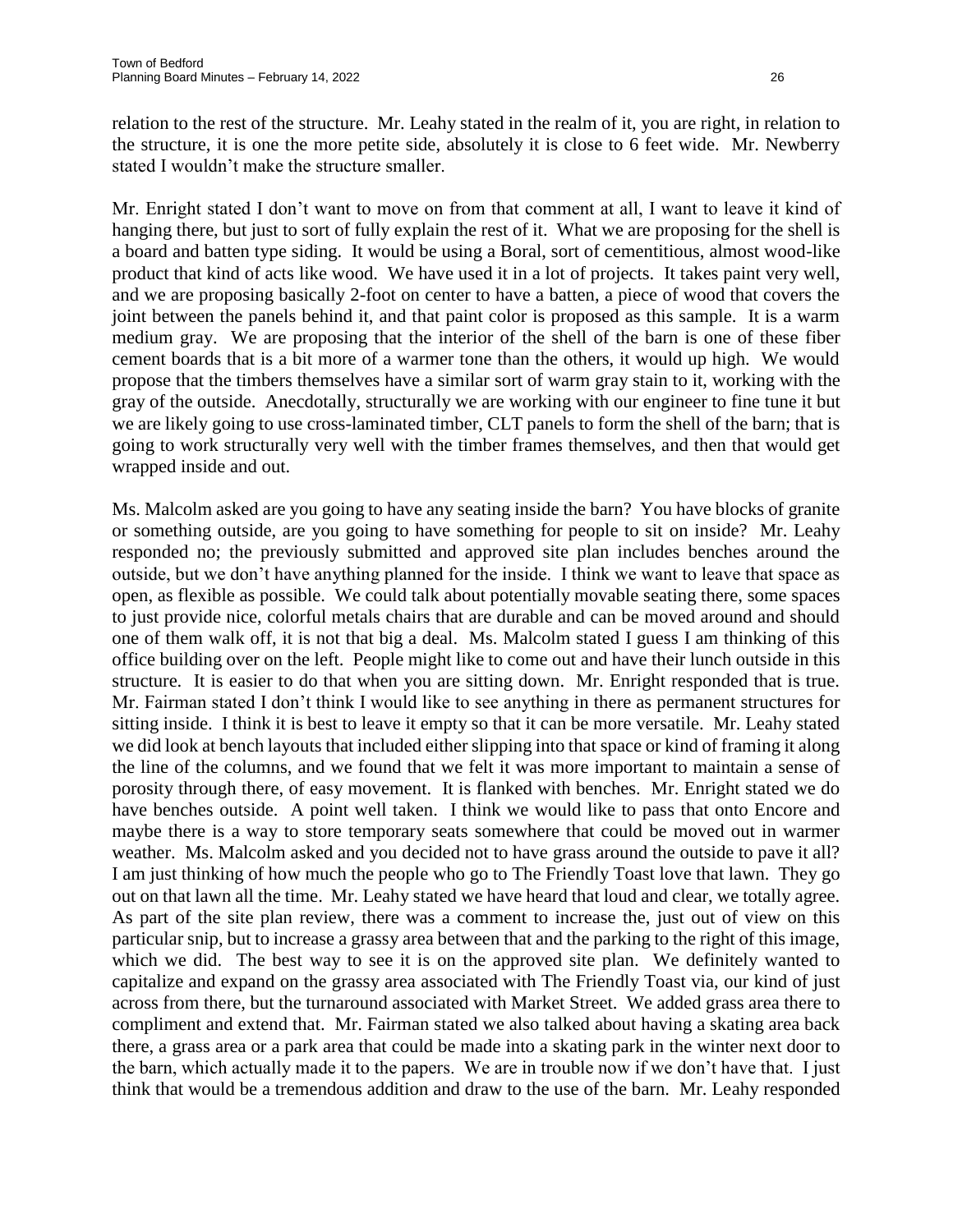relation to the rest of the structure. Mr. Leahy stated in the realm of it, you are right, in relation to the structure, it is one the more petite side, absolutely it is close to 6 feet wide. Mr. Newberry stated I wouldn't make the structure smaller.

Mr. Enright stated I don't want to move on from that comment at all, I want to leave it kind of hanging there, but just to sort of fully explain the rest of it. What we are proposing for the shell is a board and batten type siding. It would be using a Boral, sort of cementitious, almost wood-like product that kind of acts like wood. We have used it in a lot of projects. It takes paint very well, and we are proposing basically 2-foot on center to have a batten, a piece of wood that covers the joint between the panels behind it, and that paint color is proposed as this sample. It is a warm medium gray. We are proposing that the interior of the shell of the barn is one of these fiber cement boards that is a bit more of a warmer tone than the others, it would up high. We would propose that the timbers themselves have a similar sort of warm gray stain to it, working with the gray of the outside. Anecdotally, structurally we are working with our engineer to fine tune it but we are likely going to use cross-laminated timber, CLT panels to form the shell of the barn; that is going to work structurally very well with the timber frames themselves, and then that would get wrapped inside and out.

Ms. Malcolm asked are you going to have any seating inside the barn? You have blocks of granite or something outside, are you going to have something for people to sit on inside? Mr. Leahy responded no; the previously submitted and approved site plan includes benches around the outside, but we don't have anything planned for the inside. I think we want to leave that space as open, as flexible as possible. We could talk about potentially movable seating there, some spaces to just provide nice, colorful metals chairs that are durable and can be moved around and should one of them walk off, it is not that big a deal. Ms. Malcolm stated I guess I am thinking of this office building over on the left. People might like to come out and have their lunch outside in this structure. It is easier to do that when you are sitting down. Mr. Enright responded that is true. Mr. Fairman stated I don't think I would like to see anything in there as permanent structures for sitting inside. I think it is best to leave it empty so that it can be more versatile. Mr. Leahy stated we did look at bench layouts that included either slipping into that space or kind of framing it along the line of the columns, and we found that we felt it was more important to maintain a sense of porosity through there, of easy movement. It is flanked with benches. Mr. Enright stated we do have benches outside. A point well taken. I think we would like to pass that onto Encore and maybe there is a way to store temporary seats somewhere that could be moved out in warmer weather. Ms. Malcolm asked and you decided not to have grass around the outside to pave it all? I am just thinking of how much the people who go to The Friendly Toast love that lawn. They go out on that lawn all the time. Mr. Leahy stated we have heard that loud and clear, we totally agree. As part of the site plan review, there was a comment to increase the, just out of view on this particular snip, but to increase a grassy area between that and the parking to the right of this image, which we did. The best way to see it is on the approved site plan. We definitely wanted to capitalize and expand on the grassy area associated with The Friendly Toast via, our kind of just across from there, but the turnaround associated with Market Street. We added grass area there to compliment and extend that. Mr. Fairman stated we also talked about having a skating area back there, a grass area or a park area that could be made into a skating park in the winter next door to the barn, which actually made it to the papers. We are in trouble now if we don't have that. I just think that would be a tremendous addition and draw to the use of the barn. Mr. Leahy responded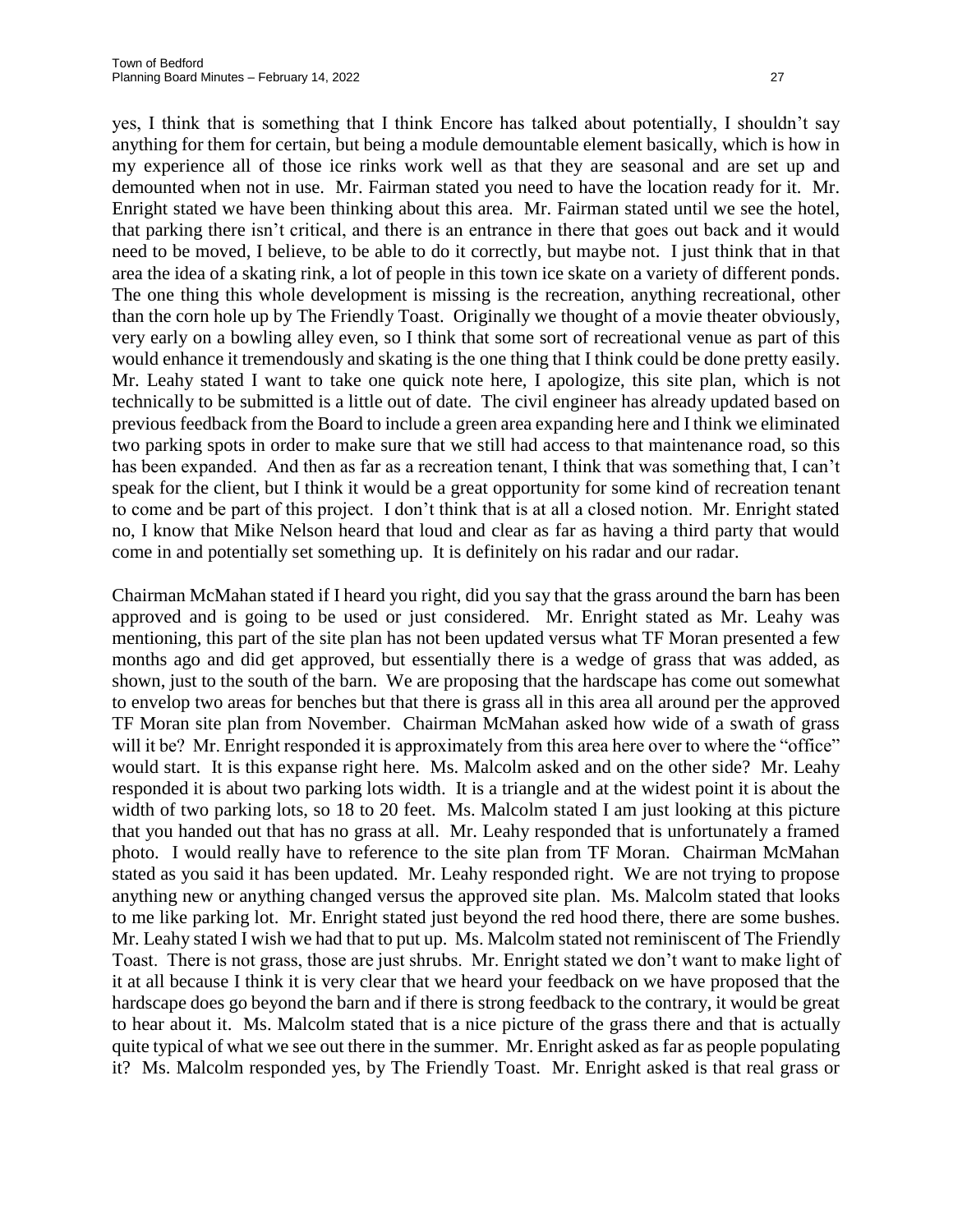yes, I think that is something that I think Encore has talked about potentially, I shouldn't say anything for them for certain, but being a module demountable element basically, which is how in my experience all of those ice rinks work well as that they are seasonal and are set up and demounted when not in use. Mr. Fairman stated you need to have the location ready for it. Mr. Enright stated we have been thinking about this area. Mr. Fairman stated until we see the hotel, that parking there isn't critical, and there is an entrance in there that goes out back and it would need to be moved, I believe, to be able to do it correctly, but maybe not. I just think that in that area the idea of a skating rink, a lot of people in this town ice skate on a variety of different ponds. The one thing this whole development is missing is the recreation, anything recreational, other than the corn hole up by The Friendly Toast. Originally we thought of a movie theater obviously, very early on a bowling alley even, so I think that some sort of recreational venue as part of this would enhance it tremendously and skating is the one thing that I think could be done pretty easily. Mr. Leahy stated I want to take one quick note here, I apologize, this site plan, which is not technically to be submitted is a little out of date. The civil engineer has already updated based on previous feedback from the Board to include a green area expanding here and I think we eliminated two parking spots in order to make sure that we still had access to that maintenance road, so this has been expanded. And then as far as a recreation tenant, I think that was something that, I can't speak for the client, but I think it would be a great opportunity for some kind of recreation tenant to come and be part of this project. I don't think that is at all a closed notion. Mr. Enright stated no, I know that Mike Nelson heard that loud and clear as far as having a third party that would come in and potentially set something up. It is definitely on his radar and our radar.

Chairman McMahan stated if I heard you right, did you say that the grass around the barn has been approved and is going to be used or just considered. Mr. Enright stated as Mr. Leahy was mentioning, this part of the site plan has not been updated versus what TF Moran presented a few months ago and did get approved, but essentially there is a wedge of grass that was added, as shown, just to the south of the barn. We are proposing that the hardscape has come out somewhat to envelop two areas for benches but that there is grass all in this area all around per the approved TF Moran site plan from November. Chairman McMahan asked how wide of a swath of grass will it be? Mr. Enright responded it is approximately from this area here over to where the "office" would start. It is this expanse right here. Ms. Malcolm asked and on the other side? Mr. Leahy responded it is about two parking lots width. It is a triangle and at the widest point it is about the width of two parking lots, so 18 to 20 feet. Ms. Malcolm stated I am just looking at this picture that you handed out that has no grass at all. Mr. Leahy responded that is unfortunately a framed photo. I would really have to reference to the site plan from TF Moran. Chairman McMahan stated as you said it has been updated. Mr. Leahy responded right. We are not trying to propose anything new or anything changed versus the approved site plan. Ms. Malcolm stated that looks to me like parking lot. Mr. Enright stated just beyond the red hood there, there are some bushes. Mr. Leahy stated I wish we had that to put up. Ms. Malcolm stated not reminiscent of The Friendly Toast. There is not grass, those are just shrubs. Mr. Enright stated we don't want to make light of it at all because I think it is very clear that we heard your feedback on we have proposed that the hardscape does go beyond the barn and if there is strong feedback to the contrary, it would be great to hear about it. Ms. Malcolm stated that is a nice picture of the grass there and that is actually quite typical of what we see out there in the summer. Mr. Enright asked as far as people populating it? Ms. Malcolm responded yes, by The Friendly Toast. Mr. Enright asked is that real grass or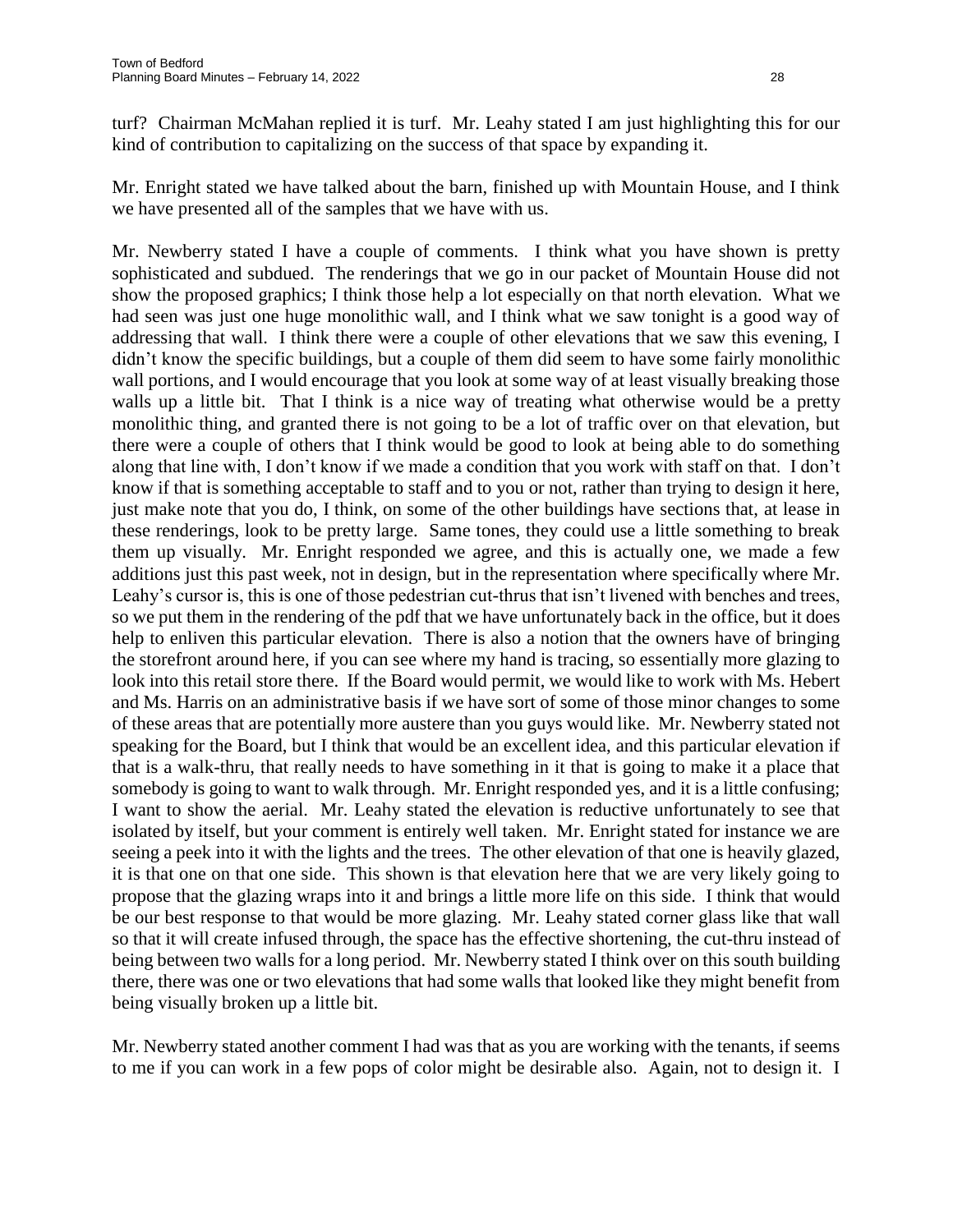turf? Chairman McMahan replied it is turf. Mr. Leahy stated I am just highlighting this for our kind of contribution to capitalizing on the success of that space by expanding it.

Mr. Enright stated we have talked about the barn, finished up with Mountain House, and I think we have presented all of the samples that we have with us.

Mr. Newberry stated I have a couple of comments. I think what you have shown is pretty sophisticated and subdued. The renderings that we go in our packet of Mountain House did not show the proposed graphics; I think those help a lot especially on that north elevation. What we had seen was just one huge monolithic wall, and I think what we saw tonight is a good way of addressing that wall. I think there were a couple of other elevations that we saw this evening, I didn't know the specific buildings, but a couple of them did seem to have some fairly monolithic wall portions, and I would encourage that you look at some way of at least visually breaking those walls up a little bit. That I think is a nice way of treating what otherwise would be a pretty monolithic thing, and granted there is not going to be a lot of traffic over on that elevation, but there were a couple of others that I think would be good to look at being able to do something along that line with, I don't know if we made a condition that you work with staff on that. I don't know if that is something acceptable to staff and to you or not, rather than trying to design it here, just make note that you do, I think, on some of the other buildings have sections that, at lease in these renderings, look to be pretty large. Same tones, they could use a little something to break them up visually. Mr. Enright responded we agree, and this is actually one, we made a few additions just this past week, not in design, but in the representation where specifically where Mr. Leahy's cursor is, this is one of those pedestrian cut-thrus that isn't livened with benches and trees, so we put them in the rendering of the pdf that we have unfortunately back in the office, but it does help to enliven this particular elevation. There is also a notion that the owners have of bringing the storefront around here, if you can see where my hand is tracing, so essentially more glazing to look into this retail store there. If the Board would permit, we would like to work with Ms. Hebert and Ms. Harris on an administrative basis if we have sort of some of those minor changes to some of these areas that are potentially more austere than you guys would like. Mr. Newberry stated not speaking for the Board, but I think that would be an excellent idea, and this particular elevation if that is a walk-thru, that really needs to have something in it that is going to make it a place that somebody is going to want to walk through. Mr. Enright responded yes, and it is a little confusing; I want to show the aerial. Mr. Leahy stated the elevation is reductive unfortunately to see that isolated by itself, but your comment is entirely well taken. Mr. Enright stated for instance we are seeing a peek into it with the lights and the trees. The other elevation of that one is heavily glazed, it is that one on that one side. This shown is that elevation here that we are very likely going to propose that the glazing wraps into it and brings a little more life on this side. I think that would be our best response to that would be more glazing. Mr. Leahy stated corner glass like that wall so that it will create infused through, the space has the effective shortening, the cut-thru instead of being between two walls for a long period. Mr. Newberry stated I think over on this south building there, there was one or two elevations that had some walls that looked like they might benefit from being visually broken up a little bit.

Mr. Newberry stated another comment I had was that as you are working with the tenants, if seems to me if you can work in a few pops of color might be desirable also. Again, not to design it. I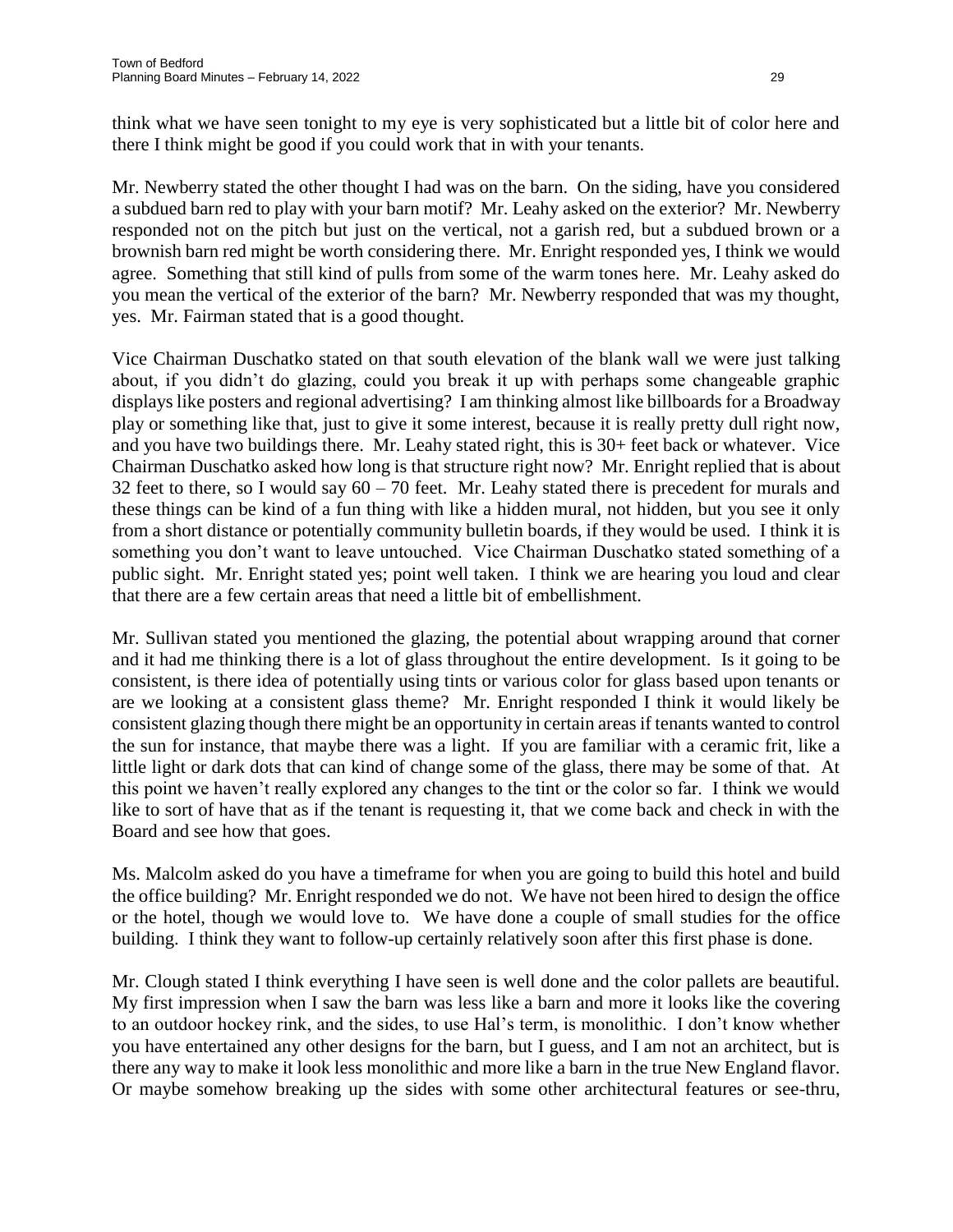think what we have seen tonight to my eye is very sophisticated but a little bit of color here and there I think might be good if you could work that in with your tenants.

Mr. Newberry stated the other thought I had was on the barn. On the siding, have you considered a subdued barn red to play with your barn motif? Mr. Leahy asked on the exterior? Mr. Newberry responded not on the pitch but just on the vertical, not a garish red, but a subdued brown or a brownish barn red might be worth considering there. Mr. Enright responded yes, I think we would agree. Something that still kind of pulls from some of the warm tones here. Mr. Leahy asked do you mean the vertical of the exterior of the barn? Mr. Newberry responded that was my thought, yes. Mr. Fairman stated that is a good thought.

Vice Chairman Duschatko stated on that south elevation of the blank wall we were just talking about, if you didn't do glazing, could you break it up with perhaps some changeable graphic displays like posters and regional advertising? I am thinking almost like billboards for a Broadway play or something like that, just to give it some interest, because it is really pretty dull right now, and you have two buildings there. Mr. Leahy stated right, this is 30+ feet back or whatever. Vice Chairman Duschatko asked how long is that structure right now? Mr. Enright replied that is about 32 feet to there, so I would say 60 – 70 feet. Mr. Leahy stated there is precedent for murals and these things can be kind of a fun thing with like a hidden mural, not hidden, but you see it only from a short distance or potentially community bulletin boards, if they would be used. I think it is something you don't want to leave untouched. Vice Chairman Duschatko stated something of a public sight. Mr. Enright stated yes; point well taken. I think we are hearing you loud and clear that there are a few certain areas that need a little bit of embellishment.

Mr. Sullivan stated you mentioned the glazing, the potential about wrapping around that corner and it had me thinking there is a lot of glass throughout the entire development. Is it going to be consistent, is there idea of potentially using tints or various color for glass based upon tenants or are we looking at a consistent glass theme? Mr. Enright responded I think it would likely be consistent glazing though there might be an opportunity in certain areas if tenants wanted to control the sun for instance, that maybe there was a light. If you are familiar with a ceramic frit, like a little light or dark dots that can kind of change some of the glass, there may be some of that. At this point we haven't really explored any changes to the tint or the color so far. I think we would like to sort of have that as if the tenant is requesting it, that we come back and check in with the Board and see how that goes.

Ms. Malcolm asked do you have a timeframe for when you are going to build this hotel and build the office building? Mr. Enright responded we do not. We have not been hired to design the office or the hotel, though we would love to. We have done a couple of small studies for the office building. I think they want to follow-up certainly relatively soon after this first phase is done.

Mr. Clough stated I think everything I have seen is well done and the color pallets are beautiful. My first impression when I saw the barn was less like a barn and more it looks like the covering to an outdoor hockey rink, and the sides, to use Hal's term, is monolithic. I don't know whether you have entertained any other designs for the barn, but I guess, and I am not an architect, but is there any way to make it look less monolithic and more like a barn in the true New England flavor. Or maybe somehow breaking up the sides with some other architectural features or see-thru,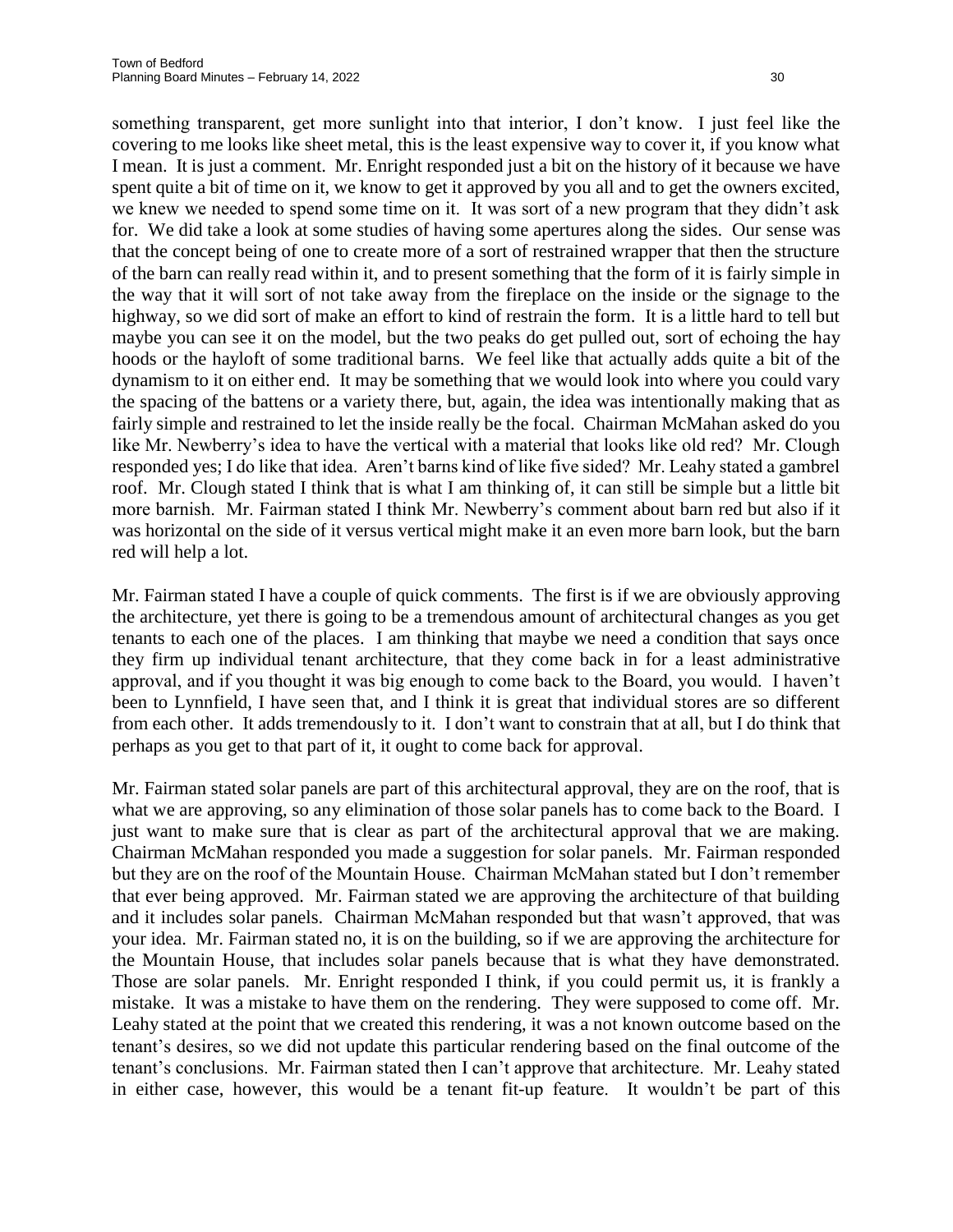something transparent, get more sunlight into that interior, I don't know. I just feel like the covering to me looks like sheet metal, this is the least expensive way to cover it, if you know what I mean. It is just a comment. Mr. Enright responded just a bit on the history of it because we have spent quite a bit of time on it, we know to get it approved by you all and to get the owners excited, we knew we needed to spend some time on it. It was sort of a new program that they didn't ask for. We did take a look at some studies of having some apertures along the sides. Our sense was that the concept being of one to create more of a sort of restrained wrapper that then the structure of the barn can really read within it, and to present something that the form of it is fairly simple in the way that it will sort of not take away from the fireplace on the inside or the signage to the highway, so we did sort of make an effort to kind of restrain the form. It is a little hard to tell but maybe you can see it on the model, but the two peaks do get pulled out, sort of echoing the hay hoods or the hayloft of some traditional barns. We feel like that actually adds quite a bit of the dynamism to it on either end. It may be something that we would look into where you could vary the spacing of the battens or a variety there, but, again, the idea was intentionally making that as fairly simple and restrained to let the inside really be the focal. Chairman McMahan asked do you like Mr. Newberry's idea to have the vertical with a material that looks like old red? Mr. Clough responded yes; I do like that idea. Aren't barns kind of like five sided? Mr. Leahy stated a gambrel roof. Mr. Clough stated I think that is what I am thinking of, it can still be simple but a little bit more barnish. Mr. Fairman stated I think Mr. Newberry's comment about barn red but also if it was horizontal on the side of it versus vertical might make it an even more barn look, but the barn red will help a lot.

Mr. Fairman stated I have a couple of quick comments. The first is if we are obviously approving the architecture, yet there is going to be a tremendous amount of architectural changes as you get tenants to each one of the places. I am thinking that maybe we need a condition that says once they firm up individual tenant architecture, that they come back in for a least administrative approval, and if you thought it was big enough to come back to the Board, you would. I haven't been to Lynnfield, I have seen that, and I think it is great that individual stores are so different from each other. It adds tremendously to it. I don't want to constrain that at all, but I do think that perhaps as you get to that part of it, it ought to come back for approval.

Mr. Fairman stated solar panels are part of this architectural approval, they are on the roof, that is what we are approving, so any elimination of those solar panels has to come back to the Board. I just want to make sure that is clear as part of the architectural approval that we are making. Chairman McMahan responded you made a suggestion for solar panels. Mr. Fairman responded but they are on the roof of the Mountain House. Chairman McMahan stated but I don't remember that ever being approved. Mr. Fairman stated we are approving the architecture of that building and it includes solar panels. Chairman McMahan responded but that wasn't approved, that was your idea. Mr. Fairman stated no, it is on the building, so if we are approving the architecture for the Mountain House, that includes solar panels because that is what they have demonstrated. Those are solar panels. Mr. Enright responded I think, if you could permit us, it is frankly a mistake. It was a mistake to have them on the rendering. They were supposed to come off. Mr. Leahy stated at the point that we created this rendering, it was a not known outcome based on the tenant's desires, so we did not update this particular rendering based on the final outcome of the tenant's conclusions. Mr. Fairman stated then I can't approve that architecture. Mr. Leahy stated in either case, however, this would be a tenant fit-up feature. It wouldn't be part of this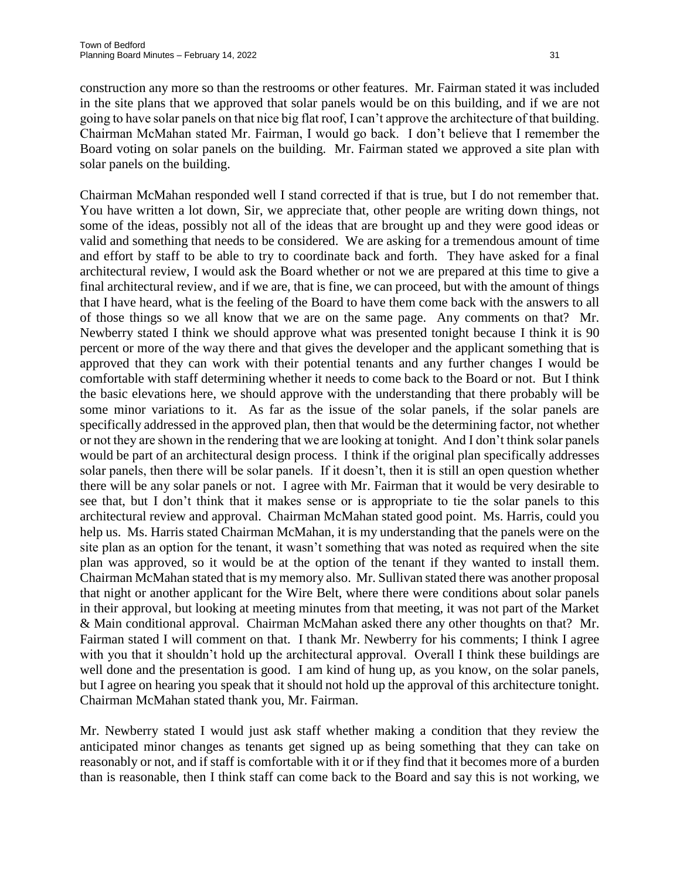construction any more so than the restrooms or other features. Mr. Fairman stated it was included in the site plans that we approved that solar panels would be on this building, and if we are not going to have solar panels on that nice big flat roof, I can't approve the architecture of that building. Chairman McMahan stated Mr. Fairman, I would go back. I don't believe that I remember the Board voting on solar panels on the building. Mr. Fairman stated we approved a site plan with solar panels on the building.

Chairman McMahan responded well I stand corrected if that is true, but I do not remember that. You have written a lot down, Sir, we appreciate that, other people are writing down things, not some of the ideas, possibly not all of the ideas that are brought up and they were good ideas or valid and something that needs to be considered. We are asking for a tremendous amount of time and effort by staff to be able to try to coordinate back and forth. They have asked for a final architectural review, I would ask the Board whether or not we are prepared at this time to give a final architectural review, and if we are, that is fine, we can proceed, but with the amount of things that I have heard, what is the feeling of the Board to have them come back with the answers to all of those things so we all know that we are on the same page. Any comments on that? Mr. Newberry stated I think we should approve what was presented tonight because I think it is 90 percent or more of the way there and that gives the developer and the applicant something that is approved that they can work with their potential tenants and any further changes I would be comfortable with staff determining whether it needs to come back to the Board or not. But I think the basic elevations here, we should approve with the understanding that there probably will be some minor variations to it. As far as the issue of the solar panels, if the solar panels are specifically addressed in the approved plan, then that would be the determining factor, not whether or not they are shown in the rendering that we are looking at tonight. And I don't think solar panels would be part of an architectural design process. I think if the original plan specifically addresses solar panels, then there will be solar panels. If it doesn't, then it is still an open question whether there will be any solar panels or not. I agree with Mr. Fairman that it would be very desirable to see that, but I don't think that it makes sense or is appropriate to tie the solar panels to this architectural review and approval. Chairman McMahan stated good point. Ms. Harris, could you help us. Ms. Harris stated Chairman McMahan, it is my understanding that the panels were on the site plan as an option for the tenant, it wasn't something that was noted as required when the site plan was approved, so it would be at the option of the tenant if they wanted to install them. Chairman McMahan stated that is my memory also. Mr. Sullivan stated there was another proposal that night or another applicant for the Wire Belt, where there were conditions about solar panels in their approval, but looking at meeting minutes from that meeting, it was not part of the Market & Main conditional approval. Chairman McMahan asked there any other thoughts on that? Mr. Fairman stated I will comment on that. I thank Mr. Newberry for his comments; I think I agree with you that it shouldn't hold up the architectural approval. Overall I think these buildings are well done and the presentation is good. I am kind of hung up, as you know, on the solar panels, but I agree on hearing you speak that it should not hold up the approval of this architecture tonight. Chairman McMahan stated thank you, Mr. Fairman.

Mr. Newberry stated I would just ask staff whether making a condition that they review the anticipated minor changes as tenants get signed up as being something that they can take on reasonably or not, and if staff is comfortable with it or if they find that it becomes more of a burden than is reasonable, then I think staff can come back to the Board and say this is not working, we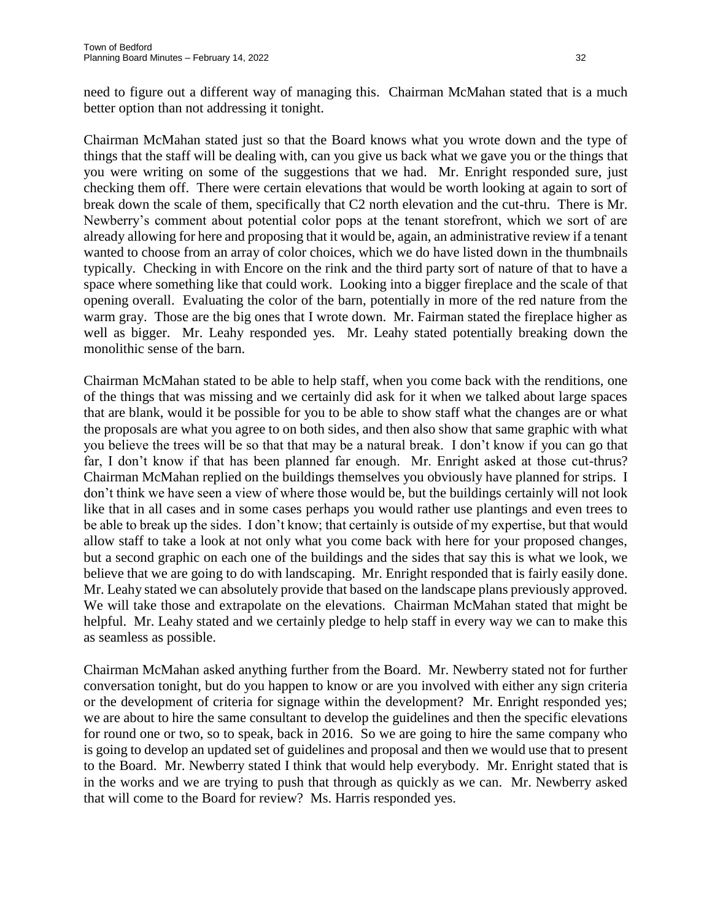need to figure out a different way of managing this. Chairman McMahan stated that is a much better option than not addressing it tonight.

Chairman McMahan stated just so that the Board knows what you wrote down and the type of things that the staff will be dealing with, can you give us back what we gave you or the things that you were writing on some of the suggestions that we had. Mr. Enright responded sure, just checking them off. There were certain elevations that would be worth looking at again to sort of break down the scale of them, specifically that C2 north elevation and the cut-thru. There is Mr. Newberry's comment about potential color pops at the tenant storefront, which we sort of are already allowing for here and proposing that it would be, again, an administrative review if a tenant wanted to choose from an array of color choices, which we do have listed down in the thumbnails typically. Checking in with Encore on the rink and the third party sort of nature of that to have a space where something like that could work. Looking into a bigger fireplace and the scale of that opening overall. Evaluating the color of the barn, potentially in more of the red nature from the warm gray. Those are the big ones that I wrote down. Mr. Fairman stated the fireplace higher as well as bigger. Mr. Leahy responded yes. Mr. Leahy stated potentially breaking down the monolithic sense of the barn.

Chairman McMahan stated to be able to help staff, when you come back with the renditions, one of the things that was missing and we certainly did ask for it when we talked about large spaces that are blank, would it be possible for you to be able to show staff what the changes are or what the proposals are what you agree to on both sides, and then also show that same graphic with what you believe the trees will be so that that may be a natural break. I don't know if you can go that far, I don't know if that has been planned far enough. Mr. Enright asked at those cut-thrus? Chairman McMahan replied on the buildings themselves you obviously have planned for strips. I don't think we have seen a view of where those would be, but the buildings certainly will not look like that in all cases and in some cases perhaps you would rather use plantings and even trees to be able to break up the sides. I don't know; that certainly is outside of my expertise, but that would allow staff to take a look at not only what you come back with here for your proposed changes, but a second graphic on each one of the buildings and the sides that say this is what we look, we believe that we are going to do with landscaping. Mr. Enright responded that is fairly easily done. Mr. Leahy stated we can absolutely provide that based on the landscape plans previously approved. We will take those and extrapolate on the elevations. Chairman McMahan stated that might be helpful. Mr. Leahy stated and we certainly pledge to help staff in every way we can to make this as seamless as possible.

Chairman McMahan asked anything further from the Board. Mr. Newberry stated not for further conversation tonight, but do you happen to know or are you involved with either any sign criteria or the development of criteria for signage within the development? Mr. Enright responded yes; we are about to hire the same consultant to develop the guidelines and then the specific elevations for round one or two, so to speak, back in 2016. So we are going to hire the same company who is going to develop an updated set of guidelines and proposal and then we would use that to present to the Board. Mr. Newberry stated I think that would help everybody. Mr. Enright stated that is in the works and we are trying to push that through as quickly as we can. Mr. Newberry asked that will come to the Board for review? Ms. Harris responded yes.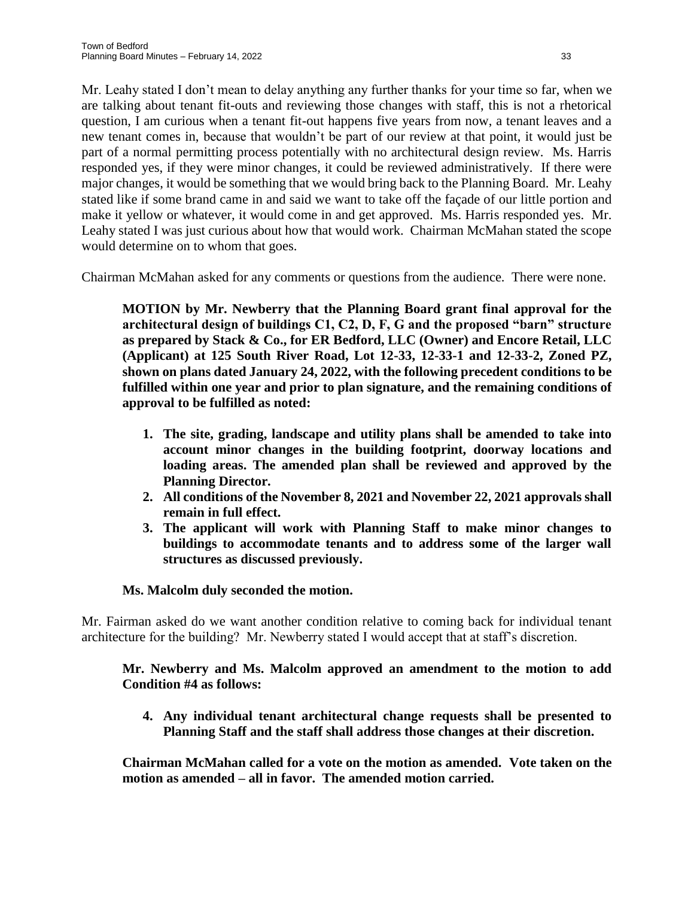Mr. Leahy stated I don't mean to delay anything any further thanks for your time so far, when we are talking about tenant fit-outs and reviewing those changes with staff, this is not a rhetorical question, I am curious when a tenant fit-out happens five years from now, a tenant leaves and a new tenant comes in, because that wouldn't be part of our review at that point, it would just be part of a normal permitting process potentially with no architectural design review. Ms. Harris responded yes, if they were minor changes, it could be reviewed administratively. If there were major changes, it would be something that we would bring back to the Planning Board. Mr. Leahy stated like if some brand came in and said we want to take off the façade of our little portion and make it yellow or whatever, it would come in and get approved. Ms. Harris responded yes. Mr. Leahy stated I was just curious about how that would work. Chairman McMahan stated the scope would determine on to whom that goes.

Chairman McMahan asked for any comments or questions from the audience. There were none.

> **MOTION by Mr. Newberry that the Planning Board grant final approval for the architectural design of buildings C1, C2, D, F, G and the proposed "barn" structure as prepared by Stack & Co., for ER Bedford, LLC (Owner) and Encore Retail, LLC (Applicant) at 125 South River Road, Lot 12-33, 12-33-1 and 12-33-2, Zoned PZ, shown on plans dated January 24, 2022, with the following precedent conditions to be fulfilled within one year and prior to plan signature, and the remaining conditions of approval to be fulfilled as noted:**
>
> 1. **The site, grading, landscape and utility plans shall be amended to take into account minor changes in the building footprint, doorway locations and loading areas. The amended plan shall be reviewed and approved by the Planning Director.**
> 2. **All conditions of the November 8, 2021 and November 22, 2021 approvals shall remain in full effect.**
> 3. **The applicant will work with Planning Staff to make minor changes to buildings to accommodate tenants and to address some of the larger wall structures as discussed previously.**
>
> **Ms. Malcolm duly seconded the motion.**

Mr. Fairman asked do we want another condition relative to coming back for individual tenant architecture for the building? Mr. Newberry stated I would accept that at staff's discretion.

> **Mr. Newberry and Ms. Malcolm approved an amendment to the motion to add Condition #4 as follows:**
>
> 4. **Any individual tenant architectural change requests shall be presented to Planning Staff and the staff shall address those changes at their discretion.**
>
> **Chairman McMahan called for a vote on the motion as amended. Vote taken on the motion as amended – all in favor. The amended motion carried.**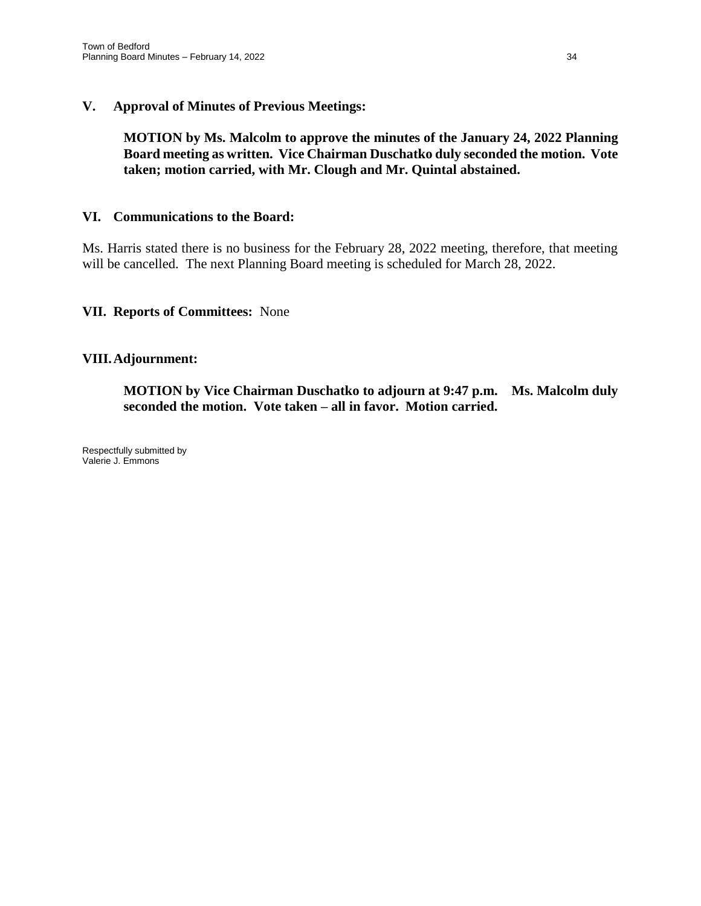## V. Approval of Minutes of Previous Meetings:

**MOTION by Ms. Malcolm to approve the minutes of the January 24, 2022 Planning Board meeting as written. Vice Chairman Duschatko duly seconded the motion. Vote taken; motion carried, with Mr. Clough and Mr. Quintal abstained.**

## VI. Communications to the Board:

Ms. Harris stated there is no business for the February 28, 2022 meeting, therefore, that meeting will be cancelled. The next Planning Board meeting is scheduled for March 28, 2022.

## VII. Reports of Committees: None

## VIII. Adjournment:

**MOTION by Vice Chairman Duschatko to adjourn at 9:47 p.m. Ms. Malcolm duly seconded the motion. Vote taken – all in favor. Motion carried.**

Respectfully submitted by
Valerie J. Emmons